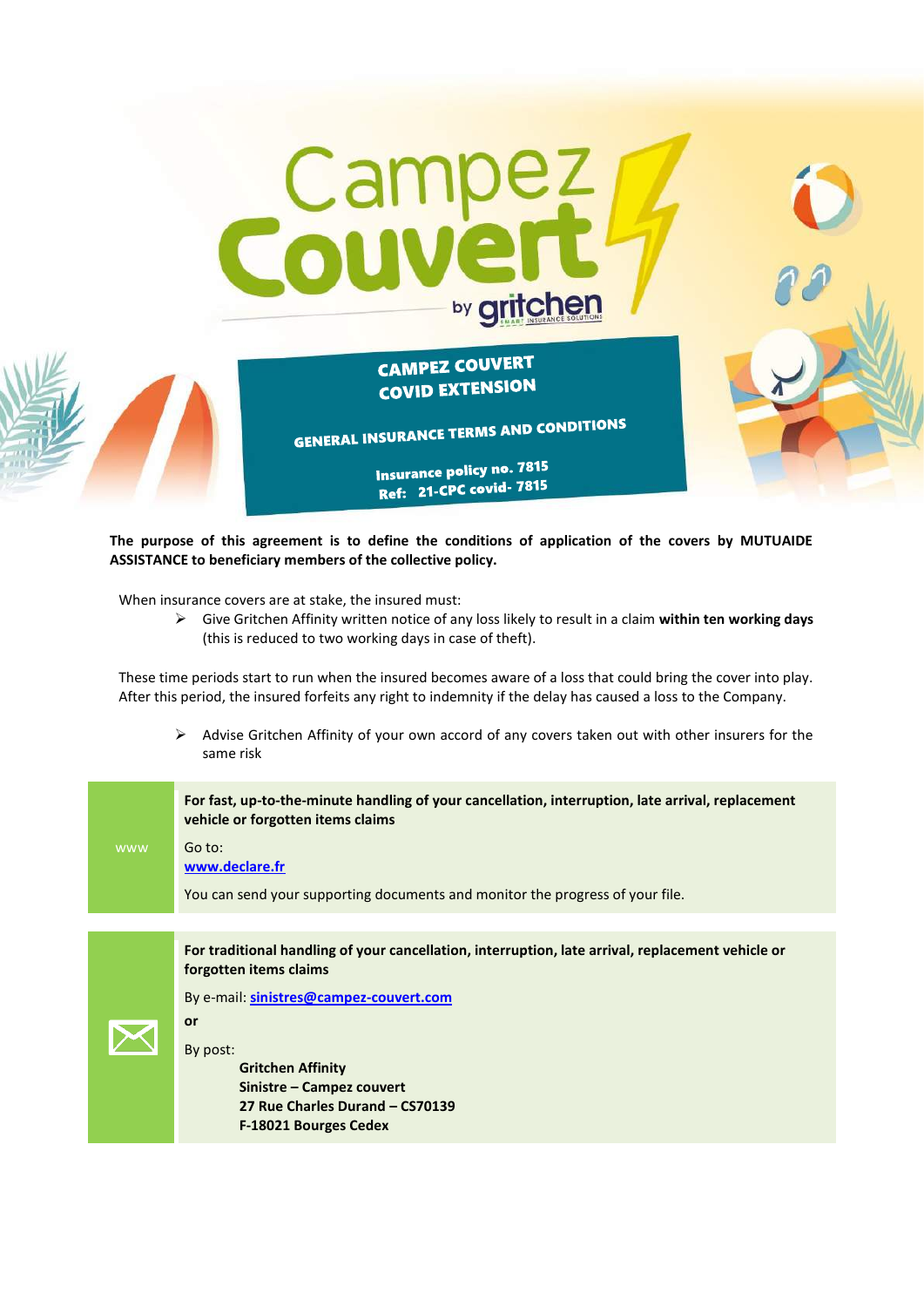# Campez Couvert by gritchen

## CAMPEZ COUVERT COVID EXTENSION

### GENERAL INSURANCE TERMS AND CONDITIONS

**Insurance policy no. 7815**
**Ref: 21-CPC covid- 7815**

**The purpose of this agreement is to define the conditions of application of the covers by MUTUAIDE ASSISTANCE to beneficiary members of the collective policy.**

When insurance covers are at stake, the insured must:

- Give Gritchen Affinity written notice of any loss likely to result in a claim **within ten working days** (this is reduced to two working days in case of theft).

These time periods start to run when the insured becomes aware of a loss that could bring the cover into play. After this period, the insured forfeits any right to indemnity if the delay has caused a loss to the Company.

- Advise Gritchen Affinity of your own accord of any covers taken out with other insurers for the same risk

| | |
|---|---|
| www | **For fast, up-to-the-minute handling of your cancellation, interruption, late arrival, replacement vehicle or forgotten items claims**<br><br>Go to:<br>**www.declare.fr**<br><br>You can send your supporting documents and monitor the progress of your file. |

| | |
|---|---|
| ✉ | **For traditional handling of your cancellation, interruption, late arrival, replacement vehicle or forgotten items claims**<br><br>By e-mail: **sinistres@campez-couvert.com**<br><br>**or**<br><br>By post:<br>**Gritchen Affinity**<br>**Sinistre – Campez couvert**<br>**27 Rue Charles Durand – CS70139**<br>**F-18021 Bourges Cedex** |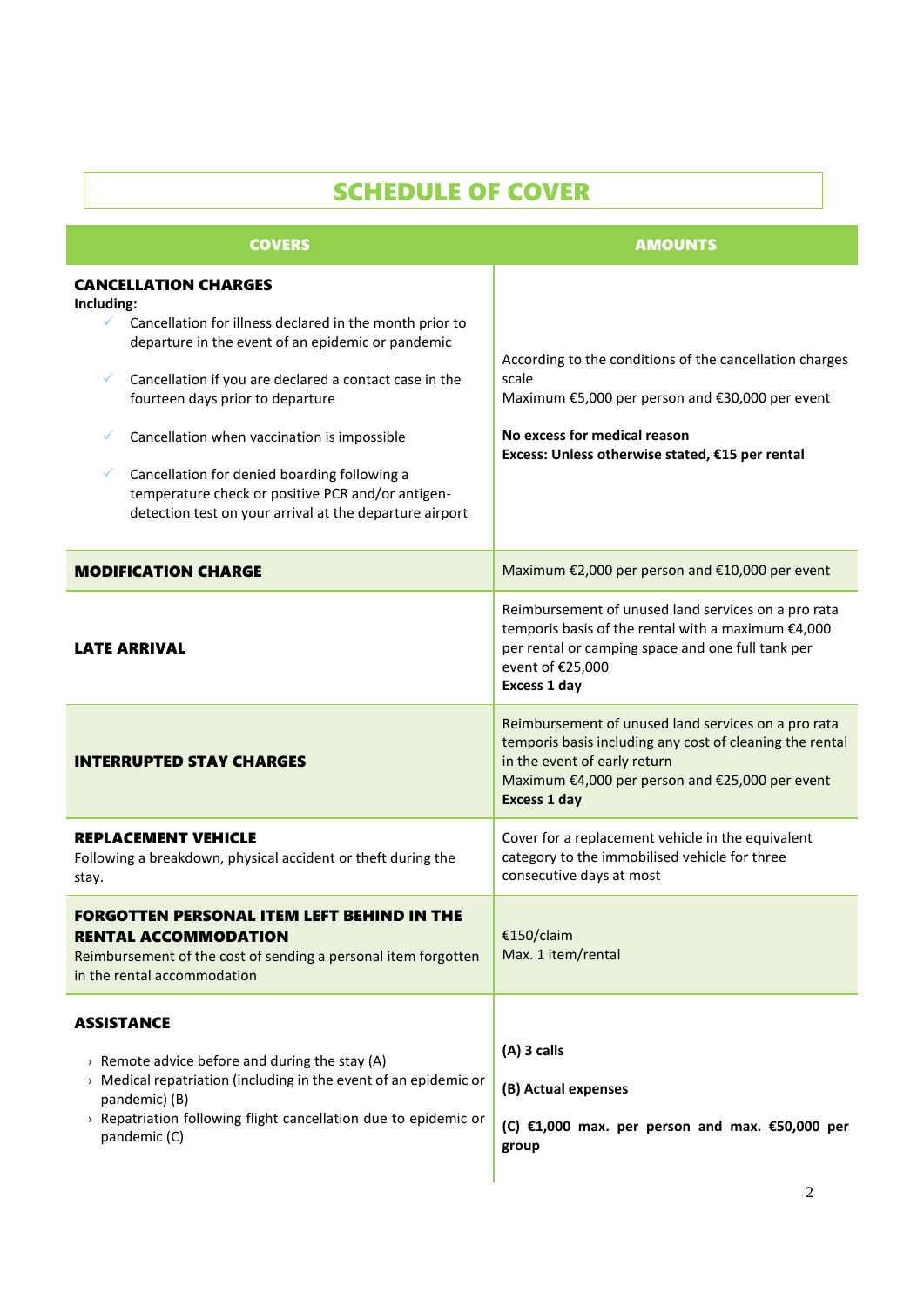# SCHEDULE OF COVER

| COVERS | AMOUNTS |
|---|---|
| **CANCELLATION CHARGES**<br>**Including:**<br>✓ Cancellation for illness declared in the month prior to departure in the event of an epidemic or pandemic<br>✓ Cancellation if you are declared a contact case in the fourteen days prior to departure<br>✓ Cancellation when vaccination is impossible<br>✓ Cancellation for denied boarding following a temperature check or positive PCR and/or antigen-detection test on your arrival at the departure airport | According to the conditions of the cancellation charges scale<br>Maximum €5,000 per person and €30,000 per event<br>**No excess for medical reason**<br>**Excess: Unless otherwise stated, €15 per rental** |
| **MODIFICATION CHARGE** | Maximum €2,000 per person and €10,000 per event |
| **LATE ARRIVAL** | Reimbursement of unused land services on a pro rata temporis basis of the rental with a maximum €4,000 per rental or camping space and one full tank per event of €25,000<br>**Excess 1 day** |
| **INTERRUPTED STAY CHARGES** | Reimbursement of unused land services on a pro rata temporis basis including any cost of cleaning the rental in the event of early return<br>Maximum €4,000 per person and €25,000 per event<br>**Excess 1 day** |
| **REPLACEMENT VEHICLE**<br>Following a breakdown, physical accident or theft during the stay. | Cover for a replacement vehicle in the equivalent category to the immobilised vehicle for three consecutive days at most |
| **FORGOTTEN PERSONAL ITEM LEFT BEHIND IN THE RENTAL ACCOMMODATION**<br>Reimbursement of the cost of sending a personal item forgotten in the rental accommodation | €150/claim<br>Max. 1 item/rental |
| **ASSISTANCE**<br>› Remote advice before and during the stay (A)<br>› Medical repatriation (including in the event of an epidemic or pandemic) (B)<br>› Repatriation following flight cancellation due to epidemic or pandemic (C) | **(A) 3 calls**<br>**(B) Actual expenses**<br>**(C) €1,000 max. per person and max. €50,000 per group** |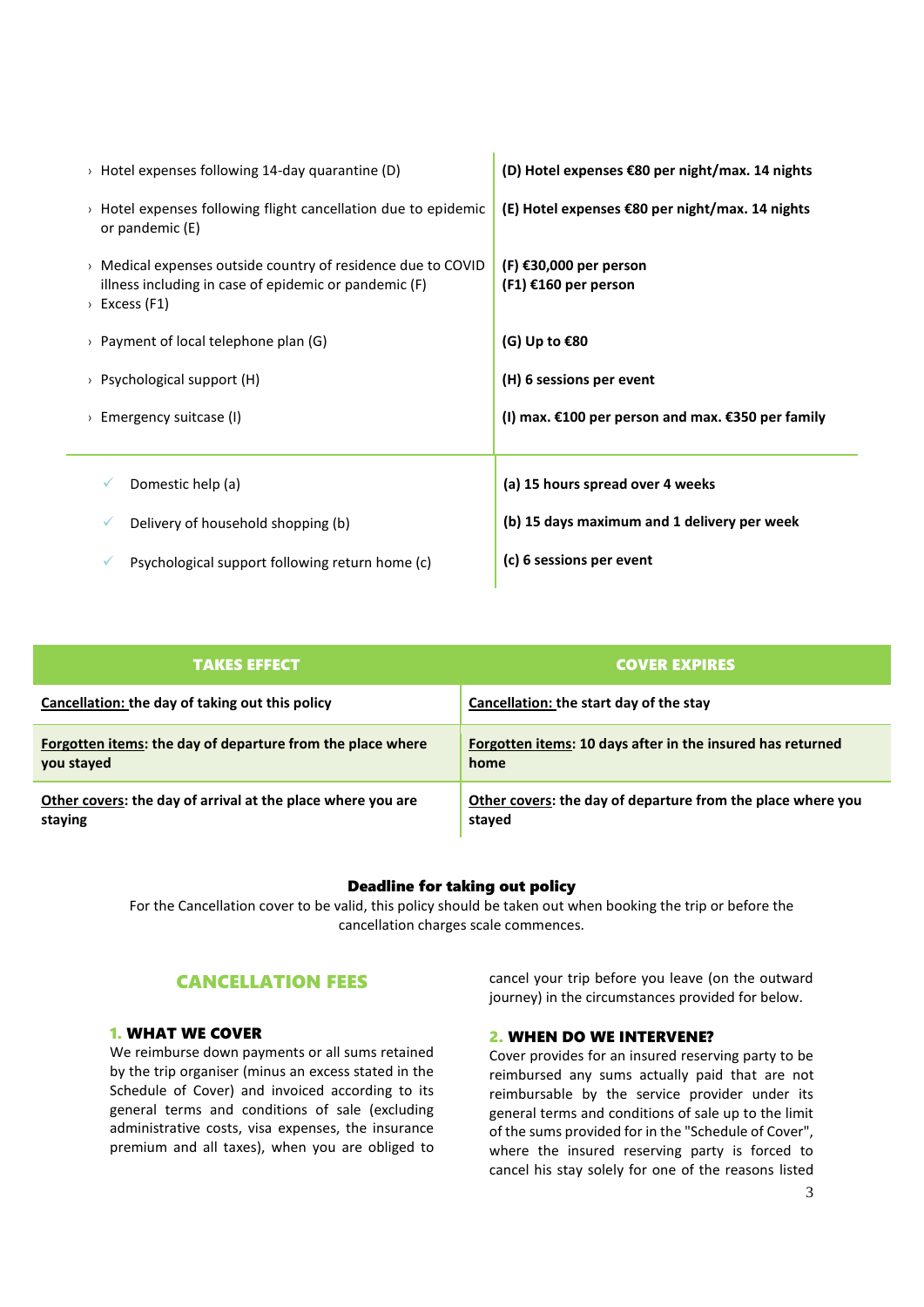| | |
|---|---|
| › Hotel expenses following 14-day quarantine (D) | **(D) Hotel expenses €80 per night/max. 14 nights** |
| › Hotel expenses following flight cancellation due to epidemic or pandemic (E) | **(E) Hotel expenses €80 per night/max. 14 nights** |
| › Medical expenses outside country of residence due to COVID illness including in case of epidemic or pandemic (F)<br>› Excess (F1) | **(F) €30,000 per person**<br>**(F1) €160 per person** |
| › Payment of local telephone plan (G) | **(G) Up to €80** |
| › Psychological support (H) | **(H) 6 sessions per event** |
| › Emergency suitcase (I) | **(I) max. €100 per person and max. €350 per family** |
| ✓ Domestic help (a) | **(a) 15 hours spread over 4 weeks** |
| ✓ Delivery of household shopping (b) | **(b) 15 days maximum and 1 delivery per week** |
| ✓ Psychological support following return home (c) | **(c) 6 sessions per event** |

| TAKES EFFECT | COVER EXPIRES |
|---|---|
| **Cancellation: the day of taking out this policy** | **Cancellation: the start day of the stay** |
| **Forgotten items: the day of departure from the place where you stayed** | **Forgotten items: 10 days after in the insured has returned home** |
| **Other covers: the day of arrival at the place where you are staying** | **Other covers: the day of departure from the place where you stayed** |

**Deadline for taking out policy**

For the Cancellation cover to be valid, this policy should be taken out when booking the trip or before the cancellation charges scale commences.

## CANCELLATION FEES

### 1. WHAT WE COVER

We reimburse down payments or all sums retained by the trip organiser (minus an excess stated in the Schedule of Cover) and invoiced according to its general terms and conditions of sale (excluding administrative costs, visa expenses, the insurance premium and all taxes), when you are obliged to cancel your trip before you leave (on the outward journey) in the circumstances provided for below.

### 2. WHEN DO WE INTERVENE?

Cover provides for an insured reserving party to be reimbursed any sums actually paid that are not reimbursable by the service provider under its general terms and conditions of sale up to the limit of the sums provided for in the "Schedule of Cover", where the insured reserving party is forced to cancel his stay solely for one of the reasons listed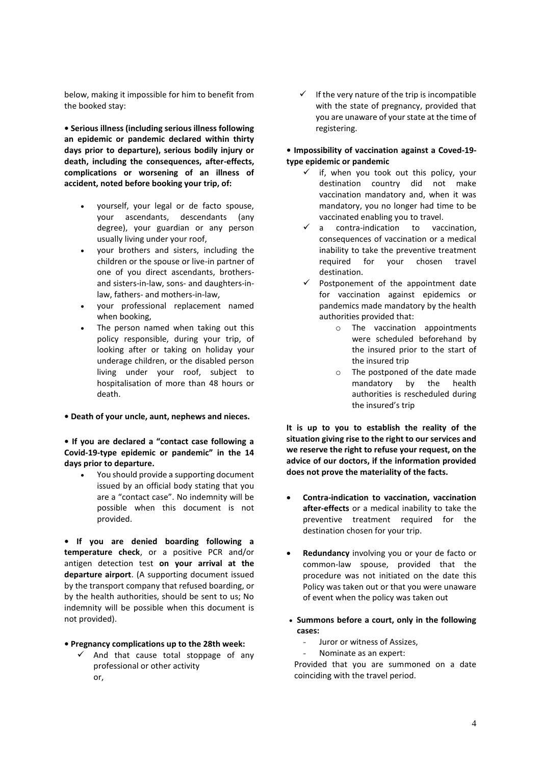below, making it impossible for him to benefit from the booked stay:

**• Serious illness (including serious illness following an epidemic or pandemic declared within thirty days prior to departure), serious bodily injury or death, including the consequences, after-effects, complications or worsening of an illness of accident, noted before booking your trip, of:**

- yourself, your legal or de facto spouse, your ascendants, descendants (any degree), your guardian or any person usually living under your roof,
- your brothers and sisters, including the children or the spouse or live-in partner of one of you direct ascendants, brothers- and sisters-in-law, sons- and daughters-in-law, fathers- and mothers-in-law,
- your professional replacement named when booking,
- The person named when taking out this policy responsible, during your trip, of looking after or taking on holiday your underage children, or the disabled person living under your roof, subject to hospitalisation of more than 48 hours or death.

**• Death of your uncle, aunt, nephews and nieces.**

**• If you are declared a "contact case following a Covid-19-type epidemic or pandemic" in the 14 days prior to departure.**

- You should provide a supporting document issued by an official body stating that you are a "contact case". No indemnity will be possible when this document is not provided.

**• If you are denied boarding following a temperature check**, or a positive PCR and/or antigen detection test **on your arrival at the departure airport**. (A supporting document issued by the transport company that refused boarding, or by the health authorities, should be sent to us; No indemnity will be possible when this document is not provided).

**• Pregnancy complications up to the 28th week:**

- ✓ And that cause total stoppage of any professional or other activity or,
- ✓ If the very nature of the trip is incompatible with the state of pregnancy, provided that you are unaware of your state at the time of registering.

**• Impossibility of vaccination against a Coved-19-type epidemic or pandemic**

- ✓ if, when you took out this policy, your destination country did not make vaccination mandatory and, when it was mandatory, you no longer had time to be vaccinated enabling you to travel.
- ✓ a contra-indication to vaccination, consequences of vaccination or a medical inability to take the preventive treatment required for your chosen travel destination.
- ✓ Postponement of the appointment date for vaccination against epidemics or pandemics made mandatory by the health authorities provided that:
  - o The vaccination appointments were scheduled beforehand by the insured prior to the start of the insured trip
  - o The postponed of the date made mandatory by the health authorities is rescheduled during the insured's trip

**It is up to you to establish the reality of the situation giving rise to the right to our services and we reserve the right to refuse your request, on the advice of our doctors, if the information provided does not prove the materiality of the facts.**

- **Contra-indication to vaccination, vaccination after-effects** or a medical inability to take the preventive treatment required for the destination chosen for your trip.
- **Redundancy** involving you or your de facto or common-law spouse, provided that the procedure was not initiated on the date this Policy was taken out or that you were unaware of event when the policy was taken out
- **Summons before a court, only in the following cases:**
  - Juror or witness of Assizes,
  - Nominate as an expert:

  Provided that you are summoned on a date coinciding with the travel period.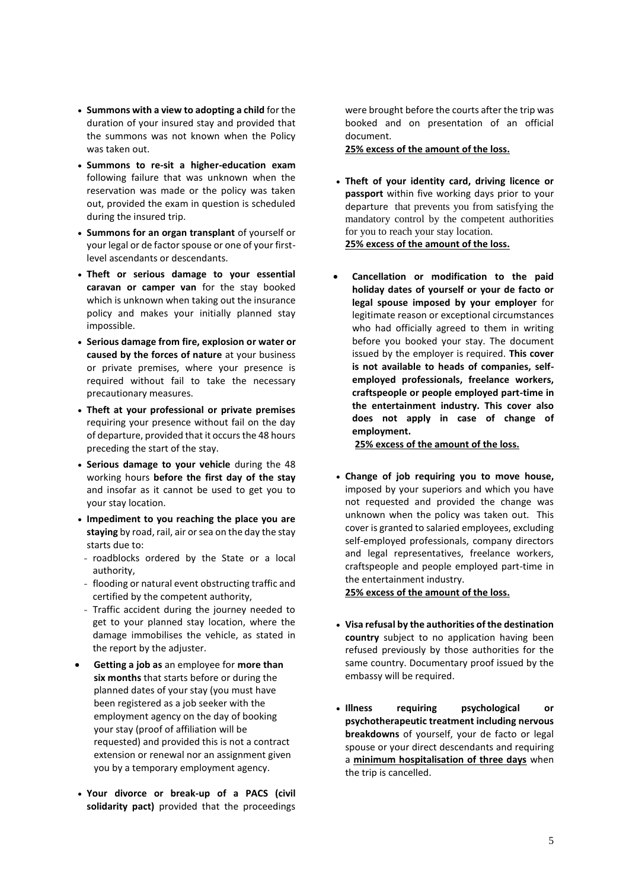- **Summons with a view to adopting a child** for the duration of your insured stay and provided that the summons was not known when the Policy was taken out.
- **Summons to re-sit a higher-education exam** following failure that was unknown when the reservation was made or the policy was taken out, provided the exam in question is scheduled during the insured trip.
- **Summons for an organ transplant** of yourself or your legal or de factor spouse or one of your first-level ascendants or descendants.
- **Theft or serious damage to your essential caravan or camper van** for the stay booked which is unknown when taking out the insurance policy and makes your initially planned stay impossible.
- **Serious damage from fire, explosion or water or caused by the forces of nature** at your business or private premises, where your presence is required without fail to take the necessary precautionary measures.
- **Theft at your professional or private premises** requiring your presence without fail on the day of departure, provided that it occurs the 48 hours preceding the start of the stay.
- **Serious damage to your vehicle** during the 48 working hours **before the first day of the stay** and insofar as it cannot be used to get you to your stay location.
- **Impediment to you reaching the place you are staying** by road, rail, air or sea on the day the stay starts due to:
  - roadblocks ordered by the State or a local authority,
  - flooding or natural event obstructing traffic and certified by the competent authority,
  - Traffic accident during the journey needed to get to your planned stay location, where the damage immobilises the vehicle, as stated in the report by the adjuster.
- **Getting a job as** an employee for **more than six months** that starts before or during the planned dates of your stay (you must have been registered as a job seeker with the employment agency on the day of booking your stay (proof of affiliation will be requested) and provided this is not a contract extension or renewal nor an assignment given you by a temporary employment agency.
- **Your divorce or break-up of a PACS (civil solidarity pact)** provided that the proceedings were brought before the courts after the trip was booked and on presentation of an official document.
  **<u>25% excess of the amount of the loss.</u>**
- **Theft of your identity card, driving licence or passport** within five working days prior to your departure that prevents you from satisfying the mandatory control by the competent authorities for you to reach your stay location.
  **<u>25% excess of the amount of the loss.</u>**
- **Cancellation or modification to the paid holiday dates of yourself or your de facto or legal spouse imposed by your employer** for legitimate reason or exceptional circumstances who had officially agreed to them in writing before you booked your stay. The document issued by the employer is required. **This cover is not available to heads of companies, self-employed professionals, freelance workers, craftspeople or people employed part-time in the entertainment industry. This cover also does not apply in case of change of employment.**
  **<u>25% excess of the amount of the loss.</u>**
- **Change of job requiring you to move house,** imposed by your superiors and which you have not requested and provided the change was unknown when the policy was taken out. This cover is granted to salaried employees, excluding self-employed professionals, company directors and legal representatives, freelance workers, craftspeople and people employed part-time in the entertainment industry.
  **<u>25% excess of the amount of the loss.</u>**
- **Visa refusal by the authorities of the destination country** subject to no application having been refused previously by those authorities for the same country. Documentary proof issued by the embassy will be required.
- **Illness requiring psychological or psychotherapeutic treatment including nervous breakdowns** of yourself, your de facto or legal spouse or your direct descendants and requiring a **<u>minimum hospitalisation of three days</u>** when the trip is cancelled.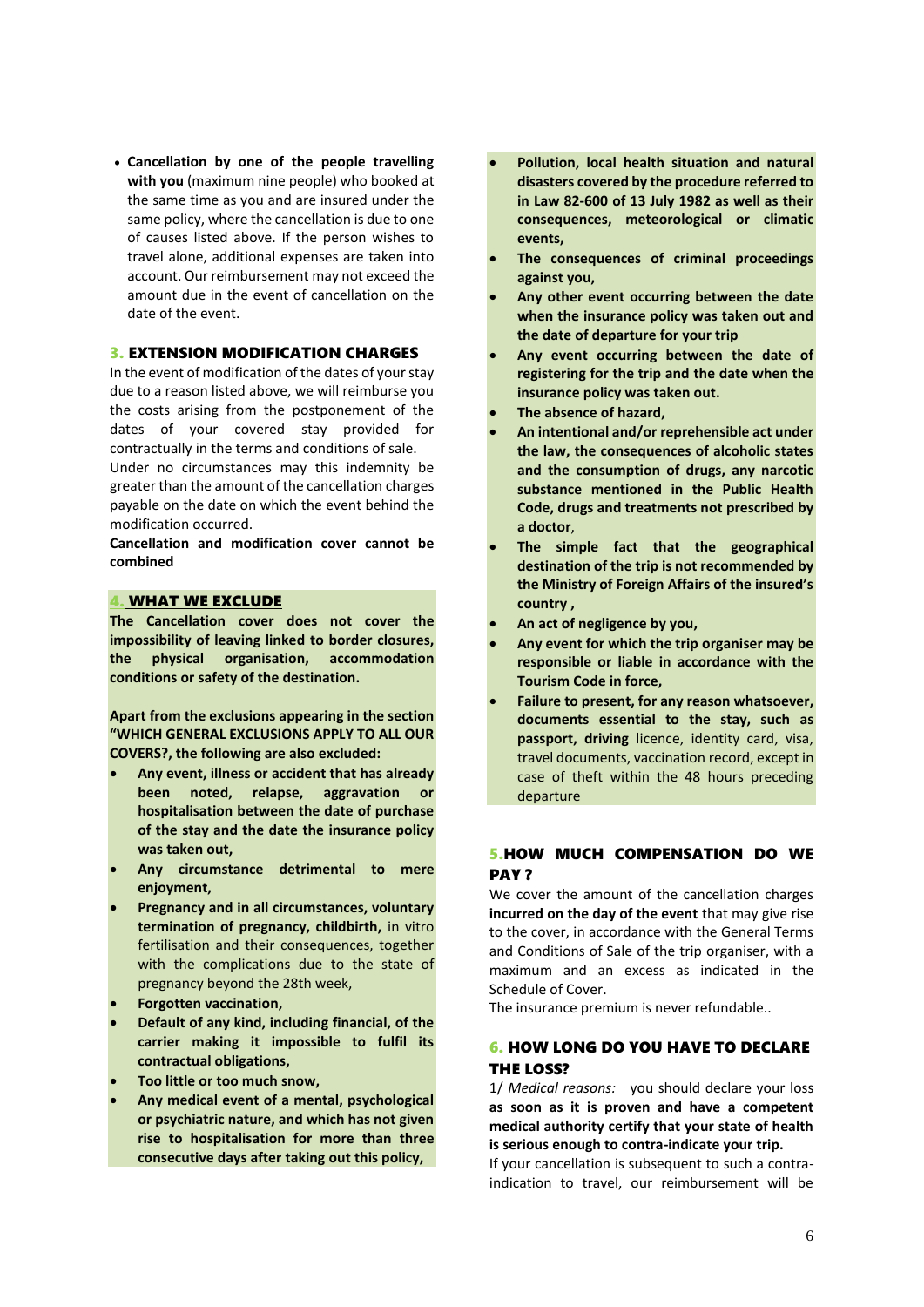- **Cancellation by one of the people travelling with you** (maximum nine people) who booked at the same time as you and are insured under the same policy, where the cancellation is due to one of causes listed above. If the person wishes to travel alone, additional expenses are taken into account. Our reimbursement may not exceed the amount due in the event of cancellation on the date of the event.

## 3. EXTENSION MODIFICATION CHARGES

In the event of modification of the dates of your stay due to a reason listed above, we will reimburse you the costs arising from the postponement of the dates of your covered stay provided for contractually in the terms and conditions of sale.

Under no circumstances may this indemnity be greater than the amount of the cancellation charges payable on the date on which the event behind the modification occurred.

**Cancellation and modification cover cannot be combined**

## 4. WHAT WE EXCLUDE

**The Cancellation cover does not cover the impossibility of leaving linked to border closures, the physical organisation, accommodation conditions or safety of the destination.**

**Apart from the exclusions appearing in the section "WHICH GENERAL EXCLUSIONS APPLY TO ALL OUR COVERS?, the following are also excluded:**

- **Any event, illness or accident that has already been noted, relapse, aggravation or hospitalisation between the date of purchase of the stay and the date the insurance policy was taken out,**
- **Any circumstance detrimental to mere enjoyment,**
- **Pregnancy and in all circumstances, voluntary termination of pregnancy, childbirth,** in vitro fertilisation and their consequences, together with the complications due to the state of pregnancy beyond the 28th week,
- **Forgotten vaccination,**
- **Default of any kind, including financial, of the carrier making it impossible to fulfil its contractual obligations,**
- **Too little or too much snow,**
- **Any medical event of a mental, psychological or psychiatric nature, and which has not given rise to hospitalisation for more than three consecutive days after taking out this policy,**
- **Pollution, local health situation and natural disasters covered by the procedure referred to in Law 82-600 of 13 July 1982 as well as their consequences, meteorological or climatic events,**
- **The consequences of criminal proceedings against you,**
- **Any other event occurring between the date when the insurance policy was taken out and the date of departure for your trip**
- **Any event occurring between the date of registering for the trip and the date when the insurance policy was taken out.**
- **The absence of hazard,**
- **An intentional and/or reprehensible act under the law, the consequences of alcoholic states and the consumption of drugs, any narcotic substance mentioned in the Public Health Code, drugs and treatments not prescribed by a doctor**,
- **The simple fact that the geographical destination of the trip is not recommended by the Ministry of Foreign Affairs of the insured's country ,**
- **An act of negligence by you,**
- **Any event for which the trip organiser may be responsible or liable in accordance with the Tourism Code in force,**
- **Failure to present, for any reason whatsoever, documents essential to the stay, such as passport, driving** licence, identity card, visa, travel documents, vaccination record, except in case of theft within the 48 hours preceding departure

## 5.HOW MUCH COMPENSATION DO WE PAY ?

We cover the amount of the cancellation charges **incurred on the day of the event** that may give rise to the cover, in accordance with the General Terms and Conditions of Sale of the trip organiser, with a maximum and an excess as indicated in the Schedule of Cover.

The insurance premium is never refundable..

## 6. HOW LONG DO YOU HAVE TO DECLARE THE LOSS?

1/ *Medical reasons:* you should declare your loss **as soon as it is proven and have a competent medical authority certify that your state of health is serious enough to contra-indicate your trip.**

If your cancellation is subsequent to such a contra-indication to travel, our reimbursement will be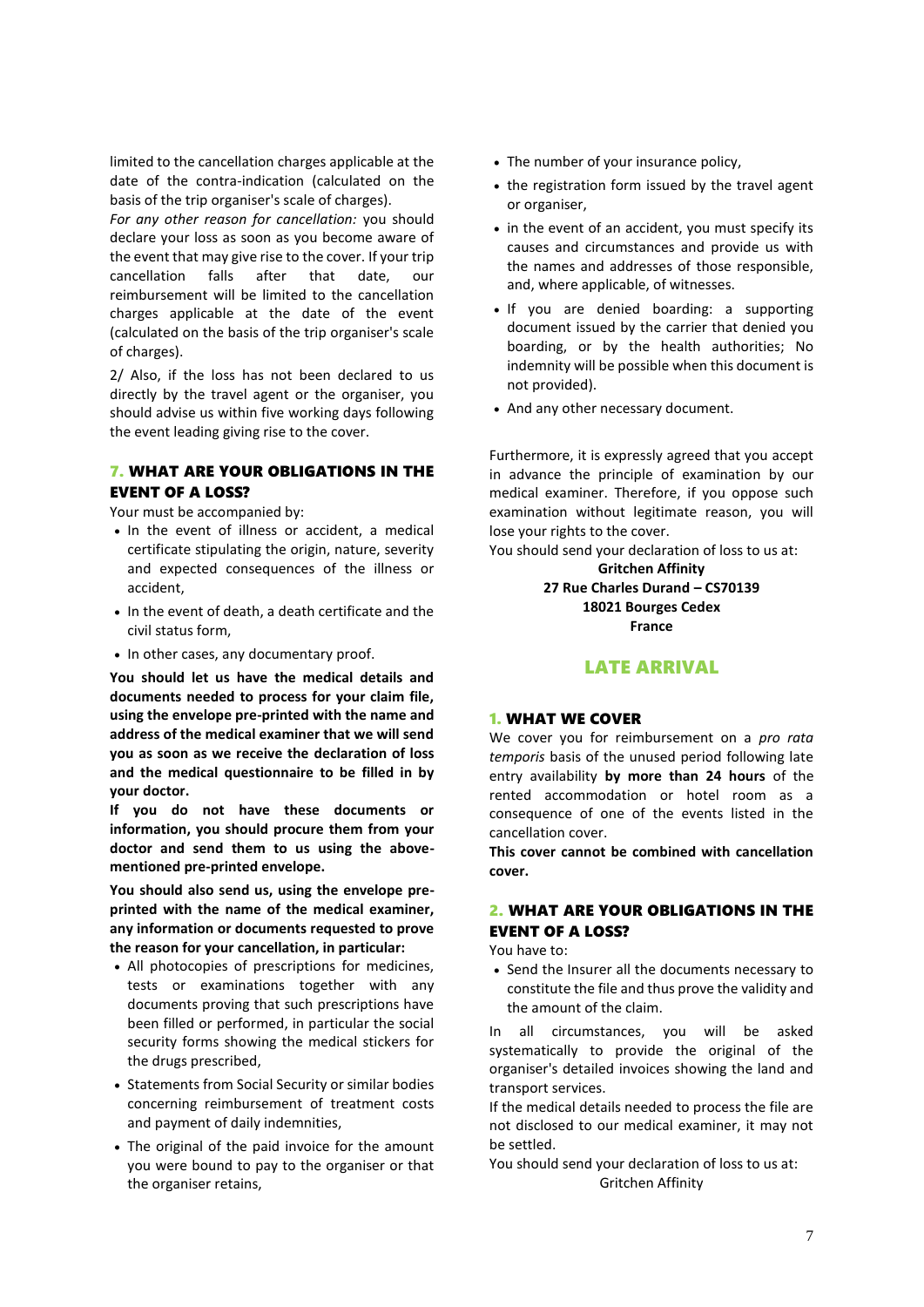limited to the cancellation charges applicable at the date of the contra-indication (calculated on the basis of the trip organiser's scale of charges).

*For any other reason for cancellation:* you should declare your loss as soon as you become aware of the event that may give rise to the cover. If your trip cancellation falls after that date, our reimbursement will be limited to the cancellation charges applicable at the date of the event (calculated on the basis of the trip organiser's scale of charges).

2/ Also, if the loss has not been declared to us directly by the travel agent or the organiser, you should advise us within five working days following the event leading giving rise to the cover.

### 7. WHAT ARE YOUR OBLIGATIONS IN THE EVENT OF A LOSS?

Your must be accompanied by:

- In the event of illness or accident, a medical certificate stipulating the origin, nature, severity and expected consequences of the illness or accident,
- In the event of death, a death certificate and the civil status form,
- In other cases, any documentary proof.

**You should let us have the medical details and documents needed to process for your claim file, using the envelope pre-printed with the name and address of the medical examiner that we will send you as soon as we receive the declaration of loss and the medical questionnaire to be filled in by your doctor.**

**If you do not have these documents or information, you should procure them from your doctor and send them to us using the above-mentioned pre-printed envelope.**

**You should also send us, using the envelope pre-printed with the name of the medical examiner, any information or documents requested to prove the reason for your cancellation, in particular:**

- All photocopies of prescriptions for medicines, tests or examinations together with any documents proving that such prescriptions have been filled or performed, in particular the social security forms showing the medical stickers for the drugs prescribed,
- Statements from Social Security or similar bodies concerning reimbursement of treatment costs and payment of daily indemnities,
- The original of the paid invoice for the amount you were bound to pay to the organiser or that the organiser retains,
- The number of your insurance policy,
- the registration form issued by the travel agent or organiser,
- in the event of an accident, you must specify its causes and circumstances and provide us with the names and addresses of those responsible, and, where applicable, of witnesses.
- If you are denied boarding: a supporting document issued by the carrier that denied you boarding, or by the health authorities; No indemnity will be possible when this document is not provided).
- And any other necessary document.

Furthermore, it is expressly agreed that you accept in advance the principle of examination by our medical examiner. Therefore, if you oppose such examination without legitimate reason, you will lose your rights to the cover.

You should send your declaration of loss to us at:

**Gritchen Affinity**
**27 Rue Charles Durand – CS70139**
**18021 Bourges Cedex**
**France**

## LATE ARRIVAL

### 1. WHAT WE COVER

We cover you for reimbursement on a *pro rata temporis* basis of the unused period following late entry availability **by more than 24 hours** of the rented accommodation or hotel room as a consequence of one of the events listed in the cancellation cover.

**This cover cannot be combined with cancellation cover.**

### 2. WHAT ARE YOUR OBLIGATIONS IN THE EVENT OF A LOSS?

You have to:

- Send the Insurer all the documents necessary to constitute the file and thus prove the validity and the amount of the claim.

In all circumstances, you will be asked systematically to provide the original of the organiser's detailed invoices showing the land and transport services.

If the medical details needed to process the file are not disclosed to our medical examiner, it may not be settled.

You should send your declaration of loss to us at:

Gritchen Affinity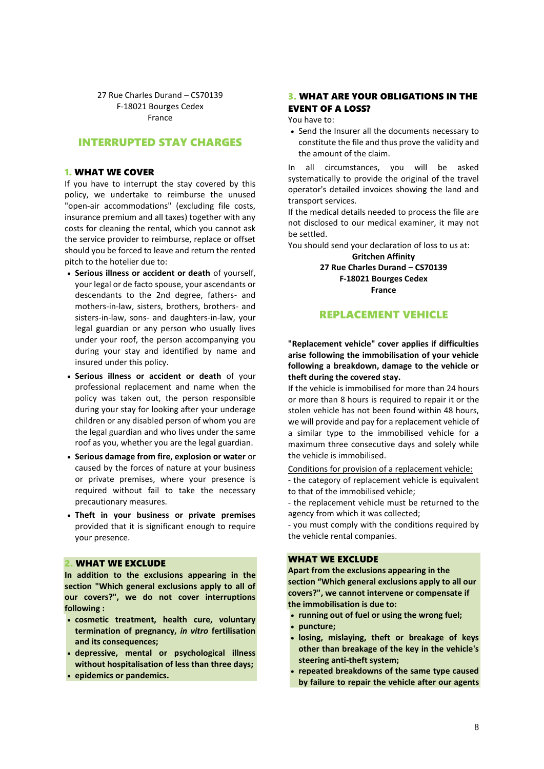27 Rue Charles Durand – CS70139
F-18021 Bourges Cedex
France

## INTERRUPTED STAY CHARGES

### 1. WHAT WE COVER

If you have to interrupt the stay covered by this policy, we undertake to reimburse the unused "open-air accommodations" (excluding file costs, insurance premium and all taxes) together with any costs for cleaning the rental, which you cannot ask the service provider to reimburse, replace or offset should you be forced to leave and return the rented pitch to the hotelier due to:

- **Serious illness or accident or death** of yourself, your legal or de facto spouse, your ascendants or descendants to the 2nd degree, fathers- and mothers-in-law, sisters, brothers, brothers- and sisters-in-law, sons- and daughters-in-law, your legal guardian or any person who usually lives under your roof, the person accompanying you during your stay and identified by name and insured under this policy.
- **Serious illness or accident or death** of your professional replacement and name when the policy was taken out, the person responsible during your stay for looking after your underage children or any disabled person of whom you are the legal guardian and who lives under the same roof as you, whether you are the legal guardian.
- **Serious damage from fire, explosion or water** or caused by the forces of nature at your business or private premises, where your presence is required without fail to take the necessary precautionary measures.
- **Theft in your business or private premises** provided that it is significant enough to require your presence.

### 2. WHAT WE EXCLUDE

**In addition to the exclusions appearing in the section "Which general exclusions apply to all of our covers?", we do not cover interruptions following :**

- **cosmetic treatment, health cure, voluntary termination of pregnancy, *in vitro* fertilisation and its consequences;**
- **depressive, mental or psychological illness without hospitalisation of less than three days;**
- **epidemics or pandemics.**

### 3. WHAT ARE YOUR OBLIGATIONS IN THE EVENT OF A LOSS?

You have to:

- Send the Insurer all the documents necessary to constitute the file and thus prove the validity and the amount of the claim.

In all circumstances, you will be asked systematically to provide the original of the travel operator's detailed invoices showing the land and transport services.

If the medical details needed to process the file are not disclosed to our medical examiner, it may not be settled.

You should send your declaration of loss to us at:

**Gritchen Affinity**
**27 Rue Charles Durand – CS70139**
**F-18021 Bourges Cedex**
**France**

## REPLACEMENT VEHICLE

**"Replacement vehicle" cover applies if difficulties arise following the immobilisation of your vehicle following a breakdown, damage to the vehicle or theft during the covered stay.**

If the vehicle is immobilised for more than 24 hours or more than 8 hours is required to repair it or the stolen vehicle has not been found within 48 hours, we will provide and pay for a replacement vehicle of a similar type to the immobilised vehicle for a maximum three consecutive days and solely while the vehicle is immobilised.

Conditions for provision of a replacement vehicle:

- the category of replacement vehicle is equivalent to that of the immobilised vehicle;
- the replacement vehicle must be returned to the agency from which it was collected;
- you must comply with the conditions required by the vehicle rental companies.

### WHAT WE EXCLUDE

**Apart from the exclusions appearing in the section "Which general exclusions apply to all our covers?", we cannot intervene or compensate if the immobilisation is due to:**

- **running out of fuel or using the wrong fuel;**
- **puncture;**
- **losing, mislaying, theft or breakage of keys other than breakage of the key in the vehicle's steering anti-theft system;**
- **repeated breakdowns of the same type caused by failure to repair the vehicle after our agents**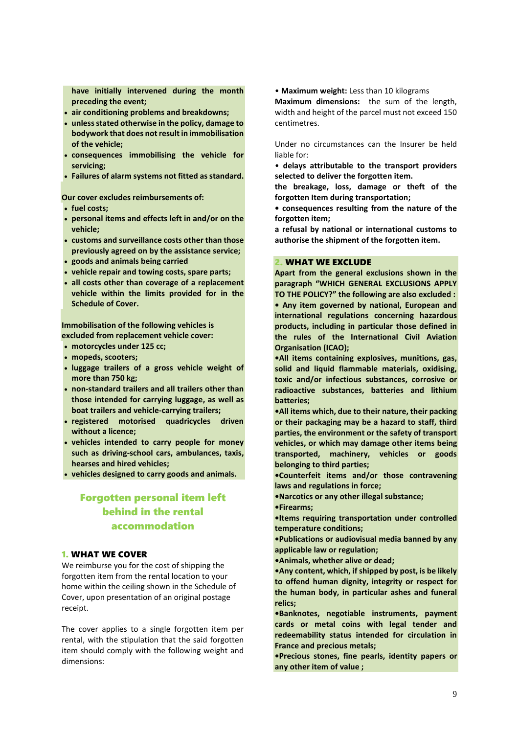**have initially intervened during the month preceding the event;**

- **air conditioning problems and breakdowns;**
- **unless stated otherwise in the policy, damage to bodywork that does not result in immobilisation of the vehicle;**
- **consequences immobilising the vehicle for servicing;**
- **Failures of alarm systems not fitted as standard.**

**Our cover excludes reimbursements of:**

- **fuel costs;**
- **personal items and effects left in and/or on the vehicle;**
- **customs and surveillance costs other than those previously agreed on by the assistance service;**
- **goods and animals being carried**
- **vehicle repair and towing costs, spare parts;**
- **all costs other than coverage of a replacement vehicle within the limits provided for in the Schedule of Cover.**

**Immobilisation of the following vehicles is excluded from replacement vehicle cover:**

- **motorcycles under 125 cc;**
- **mopeds, scooters;**
- **luggage trailers of a gross vehicle weight of more than 750 kg;**
- **non-standard trailers and all trailers other than those intended for carrying luggage, as well as boat trailers and vehicle-carrying trailers;**
- **registered motorised quadricycles driven without a licence;**
- **vehicles intended to carry people for money such as driving-school cars, ambulances, taxis, hearses and hired vehicles;**
- **vehicles designed to carry goods and animals.**

## Forgotten personal item left behind in the rental accommodation

### 1. WHAT WE COVER

We reimburse you for the cost of shipping the forgotten item from the rental location to your home within the ceiling shown in the Schedule of Cover, upon presentation of an original postage receipt.

The cover applies to a single forgotten item per rental, with the stipulation that the said forgotten item should comply with the following weight and dimensions:

- **Maximum weight:** Less than 10 kilograms

**Maximum dimensions:** the sum of the length, width and height of the parcel must not exceed 150 centimetres.

Under no circumstances can the Insurer be held liable for:

- **delays attributable to the transport providers selected to deliver the forgotten item.**

**the breakage, loss, damage or theft of the forgotten Item during transportation;**

- **consequences resulting from the nature of the forgotten item;**

**a refusal by national or international customs to authorise the shipment of the forgotten item.**

### 2. WHAT WE EXCLUDE

**Apart from the general exclusions shown in the paragraph "WHICH GENERAL EXCLUSIONS APPLY TO THE POLICY?" the following are also excluded :**

- **Any item governed by national, European and international regulations concerning hazardous products, including in particular those defined in the rules of the International Civil Aviation Organisation (ICAO);**
- **All items containing explosives, munitions, gas, solid and liquid flammable materials, oxidising, toxic and/or infectious substances, corrosive or radioactive substances, batteries and lithium batteries;**
- **All items which, due to their nature, their packing or their packaging may be a hazard to staff, third parties, the environment or the safety of transport vehicles, or which may damage other items being transported, machinery, vehicles or goods belonging to third parties;**
- **Counterfeit items and/or those contravening laws and regulations in force;**
- **Narcotics or any other illegal substance;**
- **Firearms;**
- **Items requiring transportation under controlled temperature conditions;**
- **Publications or audiovisual media banned by any applicable law or regulation;**
- **Animals, whether alive or dead;**
- **Any content, which, if shipped by post, is be likely to offend human dignity, integrity or respect for the human body, in particular ashes and funeral relics;**
- **Banknotes, negotiable instruments, payment cards or metal coins with legal tender and redeemability status intended for circulation in France and precious metals;**
- **Precious stones, fine pearls, identity papers or any other item of value ;**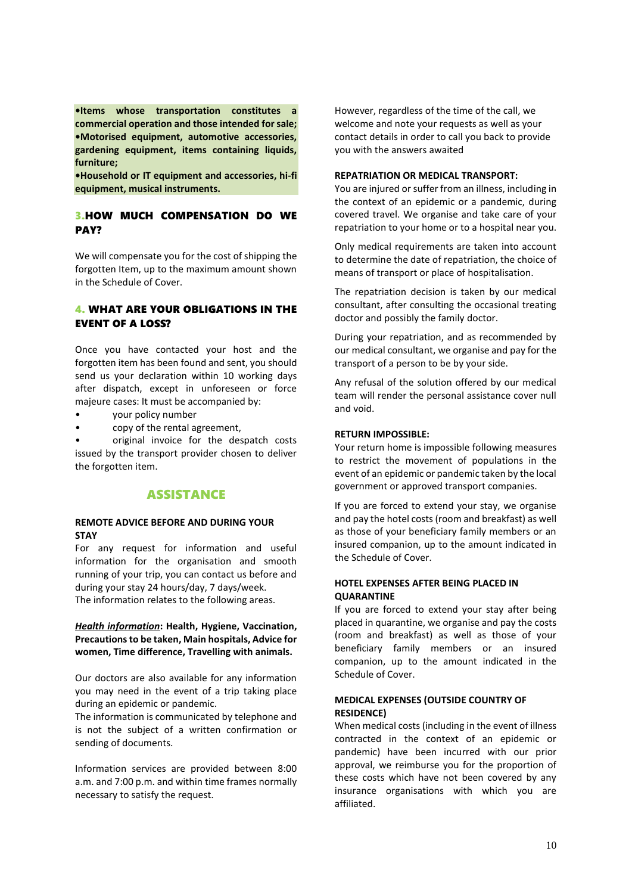**•Items whose transportation constitutes a commercial operation and those intended for sale;**
**•Motorised equipment, automotive accessories, gardening equipment, items containing liquids, furniture;**
**•Household or IT equipment and accessories, hi-fi equipment, musical instruments.**

## 3. HOW MUCH COMPENSATION DO WE PAY?

We will compensate you for the cost of shipping the forgotten Item, up to the maximum amount shown in the Schedule of Cover.

## 4. WHAT ARE YOUR OBLIGATIONS IN THE EVENT OF A LOSS?

Once you have contacted your host and the forgotten item has been found and sent, you should send us your declaration within 10 working days after dispatch, except in unforeseen or force majeure cases: It must be accompanied by:

- your policy number
- copy of the rental agreement,
- original invoice for the despatch costs issued by the transport provider chosen to deliver the forgotten item.

# ASSISTANCE

### REMOTE ADVICE BEFORE AND DURING YOUR STAY

For any request for information and useful information for the organisation and smooth running of your trip, you can contact us before and during your stay 24 hours/day, 7 days/week.
The information relates to the following areas.

***Health information*: Health, Hygiene, Vaccination, Precautions to be taken, Main hospitals, Advice for women, Time difference, Travelling with animals.**

Our doctors are also available for any information you may need in the event of a trip taking place during an epidemic or pandemic.
The information is communicated by telephone and is not the subject of a written confirmation or sending of documents.

Information services are provided between 8:00 a.m. and 7:00 p.m. and within time frames normally necessary to satisfy the request.

However, regardless of the time of the call, we welcome and note your requests as well as your contact details in order to call you back to provide you with the answers awaited

### REPATRIATION OR MEDICAL TRANSPORT:

You are injured or suffer from an illness, including in the context of an epidemic or a pandemic, during covered travel. We organise and take care of your repatriation to your home or to a hospital near you.

Only medical requirements are taken into account to determine the date of repatriation, the choice of means of transport or place of hospitalisation.

The repatriation decision is taken by our medical consultant, after consulting the occasional treating doctor and possibly the family doctor.

During your repatriation, and as recommended by our medical consultant, we organise and pay for the transport of a person to be by your side.

Any refusal of the solution offered by our medical team will render the personal assistance cover null and void.

### RETURN IMPOSSIBLE:

Your return home is impossible following measures to restrict the movement of populations in the event of an epidemic or pandemic taken by the local government or approved transport companies.

If you are forced to extend your stay, we organise and pay the hotel costs (room and breakfast) as well as those of your beneficiary family members or an insured companion, up to the amount indicated in the Schedule of Cover.

### HOTEL EXPENSES AFTER BEING PLACED IN QUARANTINE

If you are forced to extend your stay after being placed in quarantine, we organise and pay the costs (room and breakfast) as well as those of your beneficiary family members or an insured companion, up to the amount indicated in the Schedule of Cover.

### MEDICAL EXPENSES (OUTSIDE COUNTRY OF RESIDENCE)

When medical costs (including in the event of illness contracted in the context of an epidemic or pandemic) have been incurred with our prior approval, we reimburse you for the proportion of these costs which have not been covered by any insurance organisations with which you are affiliated.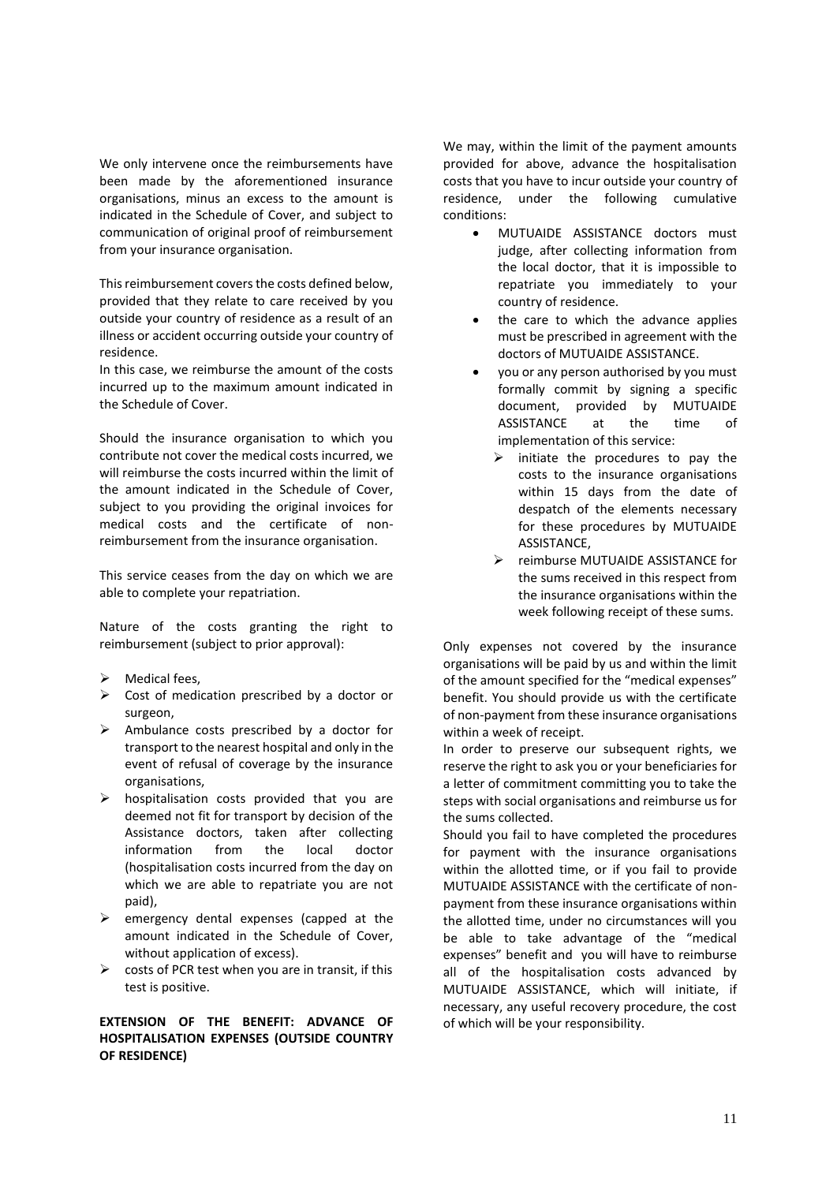We only intervene once the reimbursements have been made by the aforementioned insurance organisations, minus an excess to the amount is indicated in the Schedule of Cover, and subject to communication of original proof of reimbursement from your insurance organisation.

This reimbursement covers the costs defined below, provided that they relate to care received by you outside your country of residence as a result of an illness or accident occurring outside your country of residence.
In this case, we reimburse the amount of the costs incurred up to the maximum amount indicated in the Schedule of Cover.

Should the insurance organisation to which you contribute not cover the medical costs incurred, we will reimburse the costs incurred within the limit of the amount indicated in the Schedule of Cover, subject to you providing the original invoices for medical costs and the certificate of non-reimbursement from the insurance organisation.

This service ceases from the day on which we are able to complete your repatriation.

Nature of the costs granting the right to reimbursement (subject to prior approval):

- Medical fees,
- Cost of medication prescribed by a doctor or surgeon,
- Ambulance costs prescribed by a doctor for transport to the nearest hospital and only in the event of refusal of coverage by the insurance organisations,
- hospitalisation costs provided that you are deemed not fit for transport by decision of the Assistance doctors, taken after collecting information from the local doctor (hospitalisation costs incurred from the day on which we are able to repatriate you are not paid),
- emergency dental expenses (capped at the amount indicated in the Schedule of Cover, without application of excess).
- costs of PCR test when you are in transit, if this test is positive.

**EXTENSION OF THE BENEFIT: ADVANCE OF HOSPITALISATION EXPENSES (OUTSIDE COUNTRY OF RESIDENCE)**

We may, within the limit of the payment amounts provided for above, advance the hospitalisation costs that you have to incur outside your country of residence, under the following cumulative conditions:

- MUTUAIDE ASSISTANCE doctors must judge, after collecting information from the local doctor, that it is impossible to repatriate you immediately to your country of residence.
- the care to which the advance applies must be prescribed in agreement with the doctors of MUTUAIDE ASSISTANCE.
- you or any person authorised by you must formally commit by signing a specific document, provided by MUTUAIDE ASSISTANCE at the time of implementation of this service:
  - initiate the procedures to pay the costs to the insurance organisations within 15 days from the date of despatch of the elements necessary for these procedures by MUTUAIDE ASSISTANCE,
  - reimburse MUTUAIDE ASSISTANCE for the sums received in this respect from the insurance organisations within the week following receipt of these sums.

Only expenses not covered by the insurance organisations will be paid by us and within the limit of the amount specified for the "medical expenses" benefit. You should provide us with the certificate of non-payment from these insurance organisations within a week of receipt.
In order to preserve our subsequent rights, we reserve the right to ask you or your beneficiaries for a letter of commitment committing you to take the steps with social organisations and reimburse us for the sums collected.
Should you fail to have completed the procedures for payment with the insurance organisations within the allotted time, or if you fail to provide MUTUAIDE ASSISTANCE with the certificate of non-payment from these insurance organisations within the allotted time, under no circumstances will you be able to take advantage of the "medical expenses" benefit and you will have to reimburse all of the hospitalisation costs advanced by MUTUAIDE ASSISTANCE, which will initiate, if necessary, any useful recovery procedure, the cost of which will be your responsibility.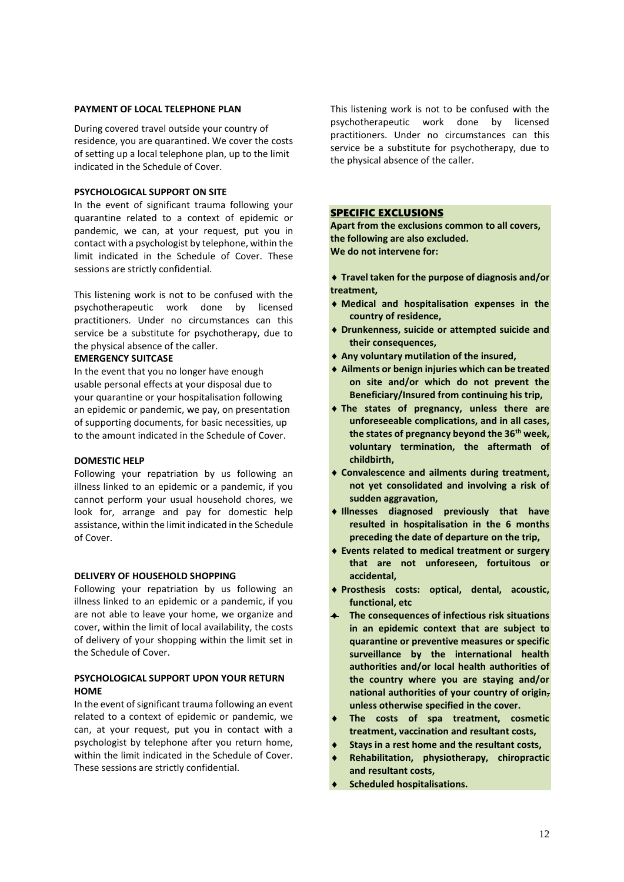#### PAYMENT OF LOCAL TELEPHONE PLAN

During covered travel outside your country of residence, you are quarantined. We cover the costs of setting up a local telephone plan, up to the limit indicated in the Schedule of Cover.

#### PSYCHOLOGICAL SUPPORT ON SITE

In the event of significant trauma following your quarantine related to a context of epidemic or pandemic, we can, at your request, put you in contact with a psychologist by telephone, within the limit indicated in the Schedule of Cover. These sessions are strictly confidential.

This listening work is not to be confused with the psychotherapeutic work done by licensed practitioners. Under no circumstances can this service be a substitute for psychotherapy, due to the physical absence of the caller.

#### EMERGENCY SUITCASE

In the event that you no longer have enough usable personal effects at your disposal due to your quarantine or your hospitalisation following an epidemic or pandemic, we pay, on presentation of supporting documents, for basic necessities, up to the amount indicated in the Schedule of Cover.

#### DOMESTIC HELP

Following your repatriation by us following an illness linked to an epidemic or a pandemic, if you cannot perform your usual household chores, we look for, arrange and pay for domestic help assistance, within the limit indicated in the Schedule of Cover.

#### DELIVERY OF HOUSEHOLD SHOPPING

Following your repatriation by us following an illness linked to an epidemic or a pandemic, if you are not able to leave your home, we organize and cover, within the limit of local availability, the costs of delivery of your shopping within the limit set in the Schedule of Cover.

#### PSYCHOLOGICAL SUPPORT UPON YOUR RETURN HOME

In the event of significant trauma following an event related to a context of epidemic or pandemic, we can, at your request, put you in contact with a psychologist by telephone after you return home, within the limit indicated in the Schedule of Cover. These sessions are strictly confidential.

This listening work is not to be confused with the psychotherapeutic work done by licensed practitioners. Under no circumstances can this service be a substitute for psychotherapy, due to the physical absence of the caller.

#### SPECIFIC EXCLUSIONS

**Apart from the exclusions common to all covers, the following are also excluded.**
**We do not intervene for:**

- **Travel taken for the purpose of diagnosis and/or treatment,**
- **Medical and hospitalisation expenses in the country of residence,**
- **Drunkenness, suicide or attempted suicide and their consequences,**
- **Any voluntary mutilation of the insured,**
- **Ailments or benign injuries which can be treated on site and/or which do not prevent the Beneficiary/Insured from continuing his trip,**
- **The states of pregnancy, unless there are unforeseeable complications, and in all cases, the states of pregnancy beyond the 36th week, voluntary termination, the aftermath of childbirth,**
- **Convalescence and ailments during treatment, not yet consolidated and involving a risk of sudden aggravation,**
- **Illnesses diagnosed previously that have resulted in hospitalisation in the 6 months preceding the date of departure on the trip,**
- **Events related to medical treatment or surgery that are not unforeseen, fortuitous or accidental,**
- **Prosthesis costs: optical, dental, acoustic, functional, etc**
- **The consequences of infectious risk situations in an epidemic context that are subject to quarantine or preventive measures or specific surveillance by the international health authorities and/or local health authorities of the country where you are staying and/or national authorities of your country of origin, unless otherwise specified in the cover.**
- **The costs of spa treatment, cosmetic treatment, vaccination and resultant costs,**
- **Stays in a rest home and the resultant costs,**
- **Rehabilitation, physiotherapy, chiropractic and resultant costs,**
- **Scheduled hospitalisations.**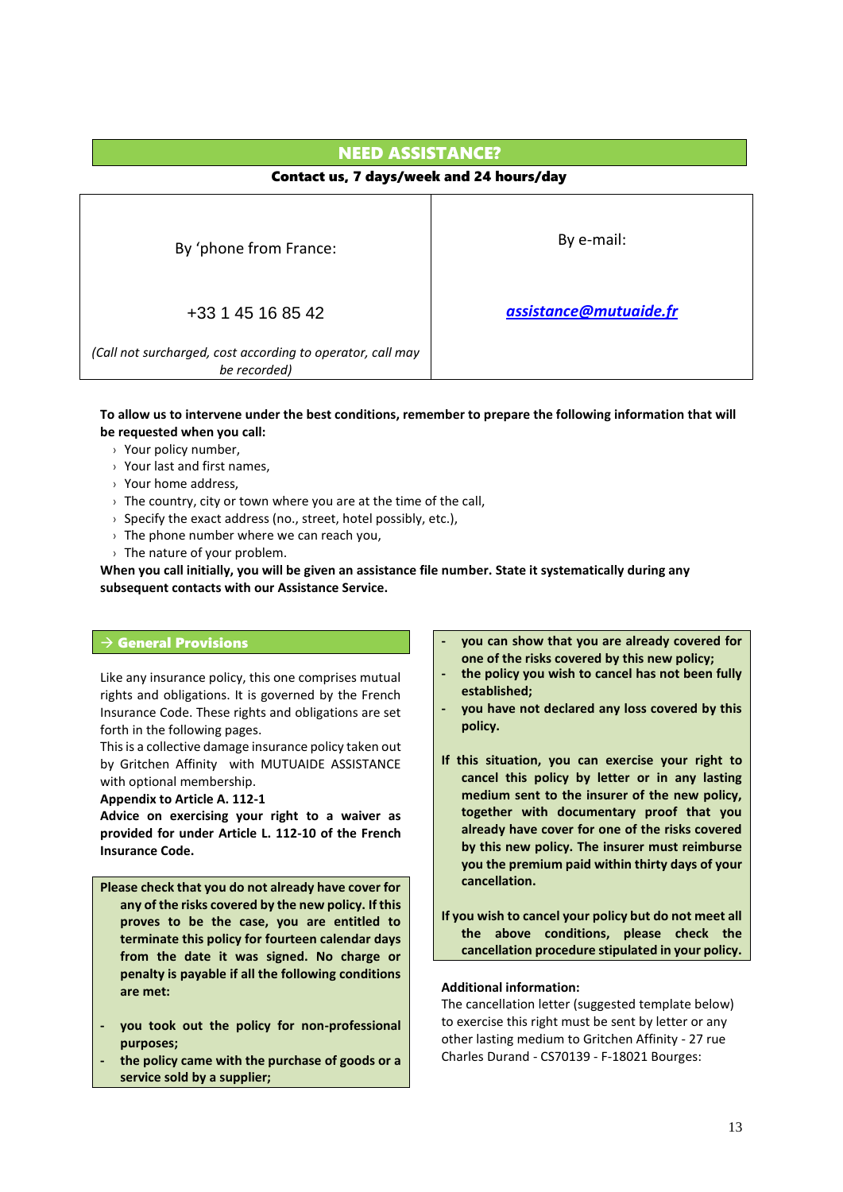## NEED ASSISTANCE?

**Contact us, 7 days/week and 24 hours/day**

| By 'phone from France: | By e-mail: |
|---|---|
| +33 1 45 16 85 42 | ***assistance@mutuaide.fr*** |
| *(Call not surcharged, cost according to operator, call may be recorded)* | |

**To allow us to intervene under the best conditions, remember to prepare the following information that will be requested when you call:**

- Your policy number,
- Your last and first names,
- Your home address,
- The country, city or town where you are at the time of the call,
- Specify the exact address (no., street, hotel possibly, etc.),
- The phone number where we can reach you,
- The nature of your problem.

**When you call initially, you will be given an assistance file number. State it systematically during any subsequent contacts with our Assistance Service.**

### → General Provisions

Like any insurance policy, this one comprises mutual rights and obligations. It is governed by the French Insurance Code. These rights and obligations are set forth in the following pages.

This is a collective damage insurance policy taken out by Gritchen Affinity with MUTUAIDE ASSISTANCE with optional membership.

**Appendix to Article A. 112-1**

**Advice on exercising your right to a waiver as provided for under Article L. 112-10 of the French Insurance Code.**

**Please check that you do not already have cover for any of the risks covered by the new policy. If this proves to be the case, you are entitled to terminate this policy for fourteen calendar days from the date it was signed. No charge or penalty is payable if all the following conditions are met:**

- **you took out the policy for non-professional purposes;**
- **the policy came with the purchase of goods or a service sold by a supplier;**
- **you can show that you are already covered for one of the risks covered by this new policy;**
- **the policy you wish to cancel has not been fully established;**
- **you have not declared any loss covered by this policy.**

**If this situation, you can exercise your right to cancel this policy by letter or in any lasting medium sent to the insurer of the new policy, together with documentary proof that you already have cover for one of the risks covered by this new policy. The insurer must reimburse you the premium paid within thirty days of your cancellation.**

**If you wish to cancel your policy but do not meet all the above conditions, please check the cancellation procedure stipulated in your policy.**

**Additional information:**

The cancellation letter (suggested template below) to exercise this right must be sent by letter or any other lasting medium to Gritchen Affinity - 27 rue Charles Durand - CS70139 - F-18021 Bourges: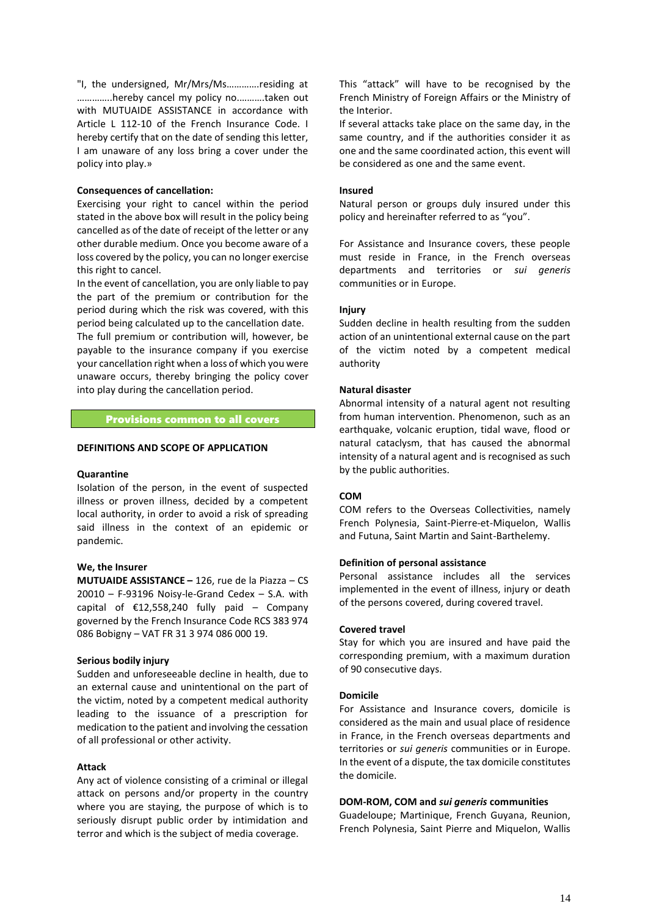"I, the undersigned, Mr/Mrs/Ms…………residing at …………..hereby cancel my policy no……….taken out with MUTUAIDE ASSISTANCE in accordance with Article L 112-10 of the French Insurance Code. I hereby certify that on the date of sending this letter, I am unaware of any loss bring a cover under the policy into play.»

**Consequences of cancellation:**
Exercising your right to cancel within the period stated in the above box will result in the policy being cancelled as of the date of receipt of the letter or any other durable medium. Once you become aware of a loss covered by the policy, you can no longer exercise this right to cancel.
In the event of cancellation, you are only liable to pay the part of the premium or contribution for the period during which the risk was covered, with this period being calculated up to the cancellation date.
The full premium or contribution will, however, be payable to the insurance company if you exercise your cancellation right when a loss of which you were unaware occurs, thereby bringing the policy cover into play during the cancellation period.

## Provisions common to all covers

### DEFINITIONS AND SCOPE OF APPLICATION

**Quarantine**
Isolation of the person, in the event of suspected illness or proven illness, decided by a competent local authority, in order to avoid a risk of spreading said illness in the context of an epidemic or pandemic.

**We, the Insurer**
**MUTUAIDE ASSISTANCE –** 126, rue de la Piazza – CS 20010 – F-93196 Noisy-le-Grand Cedex – S.A. with capital of €12,558,240 fully paid – Company governed by the French Insurance Code RCS 383 974 086 Bobigny – VAT FR 31 3 974 086 000 19.

**Serious bodily injury**
Sudden and unforeseeable decline in health, due to an external cause and unintentional on the part of the victim, noted by a competent medical authority leading to the issuance of a prescription for medication to the patient and involving the cessation of all professional or other activity.

**Attack**
Any act of violence consisting of a criminal or illegal attack on persons and/or property in the country where you are staying, the purpose of which is to seriously disrupt public order by intimidation and terror and which is the subject of media coverage.
This "attack" will have to be recognised by the French Ministry of Foreign Affairs or the Ministry of the Interior.
If several attacks take place on the same day, in the same country, and if the authorities consider it as one and the same coordinated action, this event will be considered as one and the same event.

**Insured**
Natural person or groups duly insured under this policy and hereinafter referred to as "you".

For Assistance and Insurance covers, these people must reside in France, in the French overseas departments and territories or *sui generis* communities or in Europe.

**Injury**
Sudden decline in health resulting from the sudden action of an unintentional external cause on the part of the victim noted by a competent medical authority

**Natural disaster**
Abnormal intensity of a natural agent not resulting from human intervention. Phenomenon, such as an earthquake, volcanic eruption, tidal wave, flood or natural cataclysm, that has caused the abnormal intensity of a natural agent and is recognised as such by the public authorities.

**COM**
COM refers to the Overseas Collectivities, namely French Polynesia, Saint-Pierre-et-Miquelon, Wallis and Futuna, Saint Martin and Saint-Barthelemy.

**Definition of personal assistance**
Personal assistance includes all the services implemented in the event of illness, injury or death of the persons covered, during covered travel.

**Covered travel**
Stay for which you are insured and have paid the corresponding premium, with a maximum duration of 90 consecutive days.

**Domicile**
For Assistance and Insurance covers, domicile is considered as the main and usual place of residence in France, in the French overseas departments and territories or *sui generis* communities or in Europe. In the event of a dispute, the tax domicile constitutes the domicile.

**DOM-ROM, COM and *sui generis* communities**
Guadeloupe; Martinique, French Guyana, Reunion, French Polynesia, Saint Pierre and Miquelon, Wallis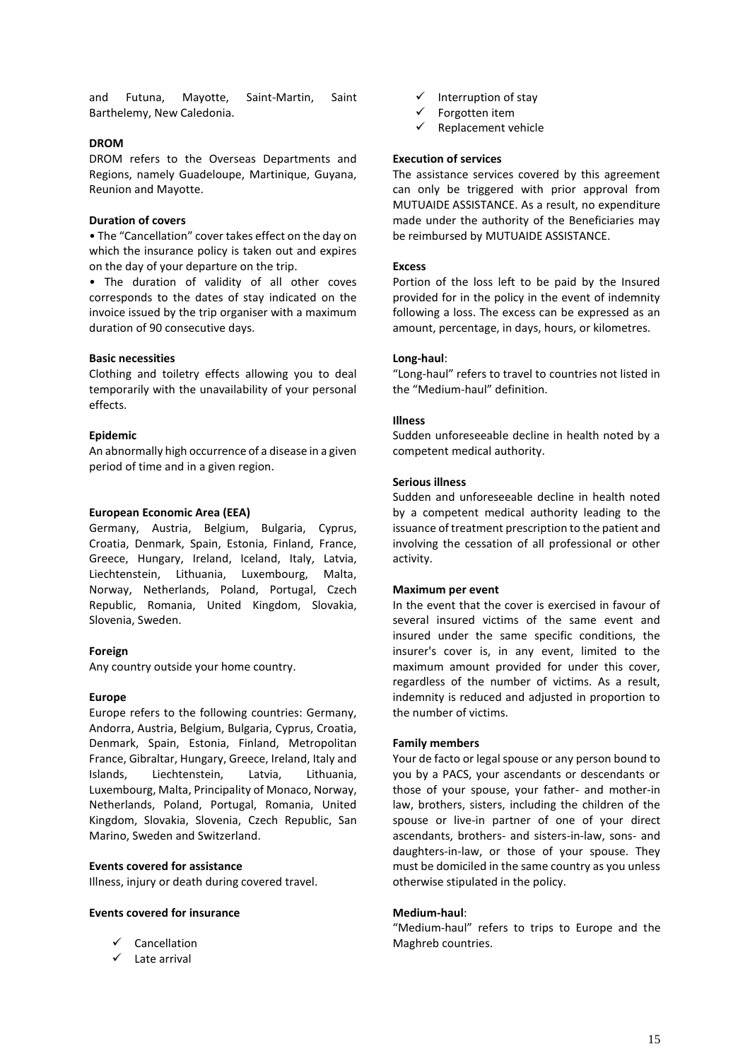and Futuna, Mayotte, Saint-Martin, Saint Barthelemy, New Caledonia.

**DROM**

DROM refers to the Overseas Departments and Regions, namely Guadeloupe, Martinique, Guyana, Reunion and Mayotte.

**Duration of covers**

• The "Cancellation" cover takes effect on the day on which the insurance policy is taken out and expires on the day of your departure on the trip.

• The duration of validity of all other coves corresponds to the dates of stay indicated on the invoice issued by the trip organiser with a maximum duration of 90 consecutive days.

**Basic necessities**

Clothing and toiletry effects allowing you to deal temporarily with the unavailability of your personal effects.

**Epidemic**

An abnormally high occurrence of a disease in a given period of time and in a given region.

**European Economic Area (EEA)**

Germany, Austria, Belgium, Bulgaria, Cyprus, Croatia, Denmark, Spain, Estonia, Finland, France, Greece, Hungary, Ireland, Iceland, Italy, Latvia, Liechtenstein, Lithuania, Luxembourg, Malta, Norway, Netherlands, Poland, Portugal, Czech Republic, Romania, United Kingdom, Slovakia, Slovenia, Sweden.

**Foreign**

Any country outside your home country.

**Europe**

Europe refers to the following countries: Germany, Andorra, Austria, Belgium, Bulgaria, Cyprus, Croatia, Denmark, Spain, Estonia, Finland, Metropolitan France, Gibraltar, Hungary, Greece, Ireland, Italy and Islands, Liechtenstein, Latvia, Lithuania, Luxembourg, Malta, Principality of Monaco, Norway, Netherlands, Poland, Portugal, Romania, United Kingdom, Slovakia, Slovenia, Czech Republic, San Marino, Sweden and Switzerland.

**Events covered for assistance**

Illness, injury or death during covered travel.

**Events covered for insurance**

- ✓ Cancellation
- ✓ Late arrival
- ✓ Interruption of stay
- ✓ Forgotten item
- ✓ Replacement vehicle

**Execution of services**

The assistance services covered by this agreement can only be triggered with prior approval from MUTUAIDE ASSISTANCE. As a result, no expenditure made under the authority of the Beneficiaries may be reimbursed by MUTUAIDE ASSISTANCE.

**Excess**

Portion of the loss left to be paid by the Insured provided for in the policy in the event of indemnity following a loss. The excess can be expressed as an amount, percentage, in days, hours, or kilometres.

**Long-haul**:

"Long-haul" refers to travel to countries not listed in the "Medium-haul" definition.

**Illness**

Sudden unforeseeable decline in health noted by a competent medical authority.

**Serious illness**

Sudden and unforeseeable decline in health noted by a competent medical authority leading to the issuance of treatment prescription to the patient and involving the cessation of all professional or other activity.

**Maximum per event**

In the event that the cover is exercised in favour of several insured victims of the same event and insured under the same specific conditions, the insurer's cover is, in any event, limited to the maximum amount provided for under this cover, regardless of the number of victims. As a result, indemnity is reduced and adjusted in proportion to the number of victims.

**Family members**

Your de facto or legal spouse or any person bound to you by a PACS, your ascendants or descendants or those of your spouse, your father- and mother-in law, brothers, sisters, including the children of the spouse or live-in partner of one of your direct ascendants, brothers- and sisters-in-law, sons- and daughters-in-law, or those of your spouse. They must be domiciled in the same country as you unless otherwise stipulated in the policy.

**Medium-haul**:

"Medium-haul" refers to trips to Europe and the Maghreb countries.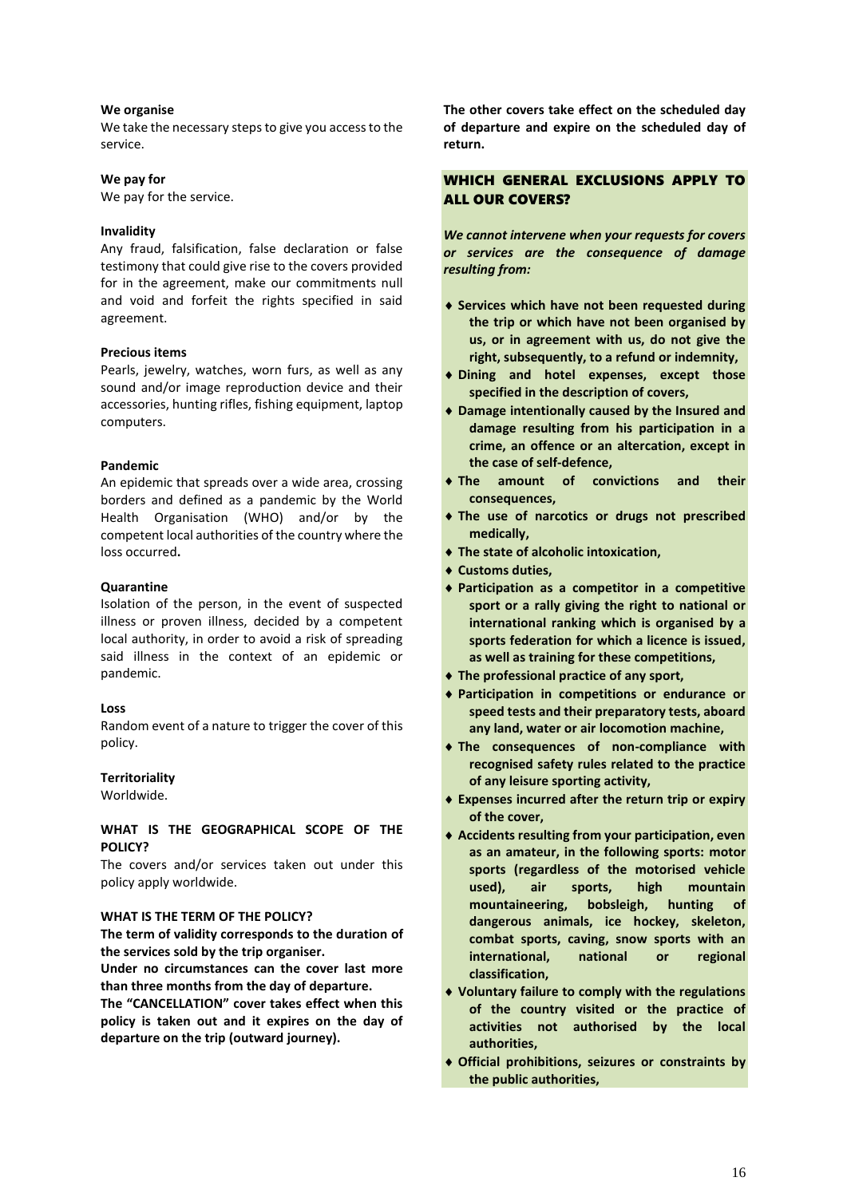**We organise**

We take the necessary steps to give you access to the service.

**We pay for**

We pay for the service.

**Invalidity**

Any fraud, falsification, false declaration or false testimony that could give rise to the covers provided for in the agreement, make our commitments null and void and forfeit the rights specified in said agreement.

**Precious items**

Pearls, jewelry, watches, worn furs, as well as any sound and/or image reproduction device and their accessories, hunting rifles, fishing equipment, laptop computers.

**Pandemic**

An epidemic that spreads over a wide area, crossing borders and defined as a pandemic by the World Health Organisation (WHO) and/or by the competent local authorities of the country where the loss occurred**.**

**Quarantine**

Isolation of the person, in the event of suspected illness or proven illness, decided by a competent local authority, in order to avoid a risk of spreading said illness in the context of an epidemic or pandemic.

**Loss**

Random event of a nature to trigger the cover of this policy.

**Territoriality**

Worldwide.

**WHAT IS THE GEOGRAPHICAL SCOPE OF THE POLICY?**

The covers and/or services taken out under this policy apply worldwide.

**WHAT IS THE TERM OF THE POLICY?**

**The term of validity corresponds to the duration of the services sold by the trip organiser.**

**Under no circumstances can the cover last more than three months from the day of departure.**

**The "CANCELLATION" cover takes effect when this policy is taken out and it expires on the day of departure on the trip (outward journey).**

**The other covers take effect on the scheduled day of departure and expire on the scheduled day of return.**

## WHICH GENERAL EXCLUSIONS APPLY TO ALL OUR COVERS?

***We cannot intervene when your requests for covers or services are the consequence of damage resulting from:***

- **Services which have not been requested during the trip or which have not been organised by us, or in agreement with us, do not give the right, subsequently, to a refund or indemnity,**
- **Dining and hotel expenses, except those specified in the description of covers,**
- **Damage intentionally caused by the Insured and damage resulting from his participation in a crime, an offence or an altercation, except in the case of self-defence,**
- **The amount of convictions and their consequences,**
- **The use of narcotics or drugs not prescribed medically,**
- **The state of alcoholic intoxication,**
- **Customs duties,**
- **Participation as a competitor in a competitive sport or a rally giving the right to national or international ranking which is organised by a sports federation for which a licence is issued, as well as training for these competitions,**
- **The professional practice of any sport,**
- **Participation in competitions or endurance or speed tests and their preparatory tests, aboard any land, water or air locomotion machine,**
- **The consequences of non-compliance with recognised safety rules related to the practice of any leisure sporting activity,**
- **Expenses incurred after the return trip or expiry of the cover,**
- **Accidents resulting from your participation, even as an amateur, in the following sports: motor sports (regardless of the motorised vehicle used), air sports, high mountain mountaineering, bobsleigh, hunting of dangerous animals, ice hockey, skeleton, combat sports, caving, snow sports with an international, national or regional classification,**
- **Voluntary failure to comply with the regulations of the country visited or the practice of activities not authorised by the local authorities,**
- **Official prohibitions, seizures or constraints by the public authorities,**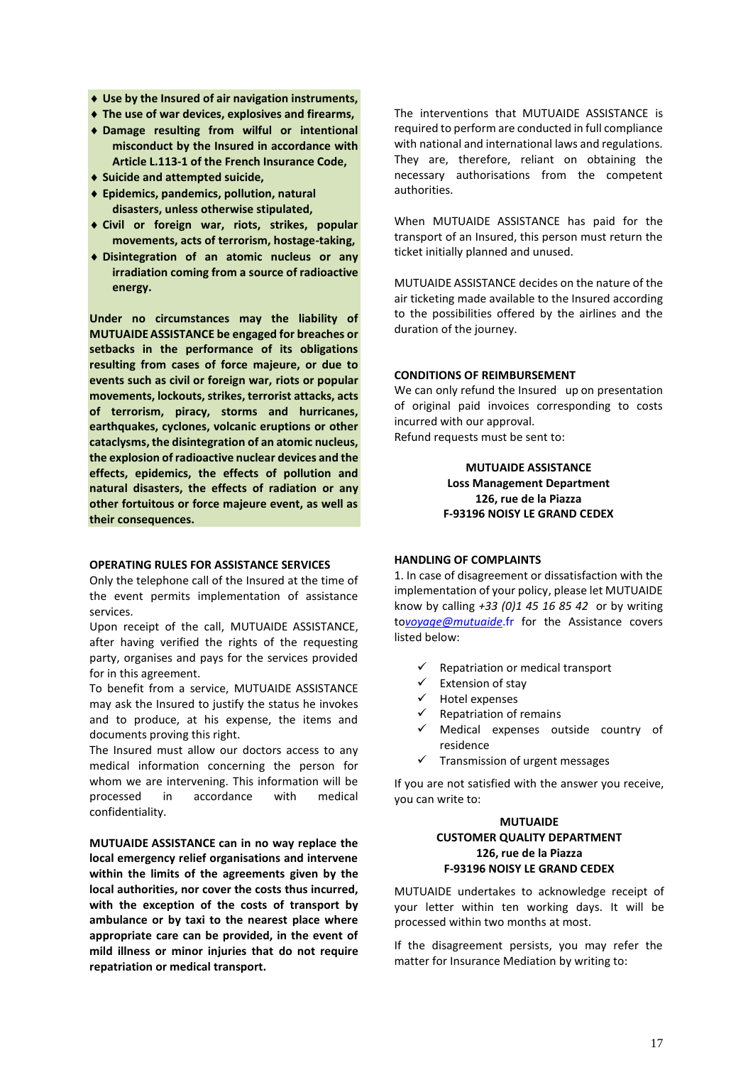- **Use by the Insured of air navigation instruments,**
- **The use of war devices, explosives and firearms,**
- **Damage resulting from wilful or intentional misconduct by the Insured in accordance with Article L.113-1 of the French Insurance Code,**
- **Suicide and attempted suicide,**
- **Epidemics, pandemics, pollution, natural disasters, unless otherwise stipulated,**
- **Civil or foreign war, riots, strikes, popular movements, acts of terrorism, hostage-taking,**
- **Disintegration of an atomic nucleus or any irradiation coming from a source of radioactive energy.**

**Under no circumstances may the liability of MUTUAIDE ASSISTANCE be engaged for breaches or setbacks in the performance of its obligations resulting from cases of force majeure, or due to events such as civil or foreign war, riots or popular movements, lockouts, strikes, terrorist attacks, acts of terrorism, piracy, storms and hurricanes, earthquakes, cyclones, volcanic eruptions or other cataclysms, the disintegration of an atomic nucleus, the explosion of radioactive nuclear devices and the effects, epidemics, the effects of pollution and natural disasters, the effects of radiation or any other fortuitous or force majeure event, as well as their consequences.**

### OPERATING RULES FOR ASSISTANCE SERVICES

Only the telephone call of the Insured at the time of the event permits implementation of assistance services.

Upon receipt of the call, MUTUAIDE ASSISTANCE, after having verified the rights of the requesting party, organises and pays for the services provided for in this agreement.

To benefit from a service, MUTUAIDE ASSISTANCE may ask the Insured to justify the status he invokes and to produce, at his expense, the items and documents proving this right.

The Insured must allow our doctors access to any medical information concerning the person for whom we are intervening. This information will be processed in accordance with medical confidentiality.

**MUTUAIDE ASSISTANCE can in no way replace the local emergency relief organisations and intervene within the limits of the agreements given by the local authorities, nor cover the costs thus incurred, with the exception of the costs of transport by ambulance or by taxi to the nearest place where appropriate care can be provided, in the event of mild illness or minor injuries that do not require repatriation or medical transport.**

The interventions that MUTUAIDE ASSISTANCE is required to perform are conducted in full compliance with national and international laws and regulations. They are, therefore, reliant on obtaining the necessary authorisations from the competent authorities.

When MUTUAIDE ASSISTANCE has paid for the transport of an Insured, this person must return the ticket initially planned and unused.

MUTUAIDE ASSISTANCE decides on the nature of the air ticketing made available to the Insured according to the possibilities offered by the airlines and the duration of the journey.

### CONDITIONS OF REIMBURSEMENT

We can only refund the Insured up on presentation of original paid invoices corresponding to costs incurred with our approval.

Refund requests must be sent to:

**MUTUAIDE ASSISTANCE**
**Loss Management Department**
**126, rue de la Piazza**
**F-93196 NOISY LE GRAND CEDEX**

### HANDLING OF COMPLAINTS

1. In case of disagreement or dissatisfaction with the implementation of your policy, please let MUTUAIDE know by calling *+33 (0)1 45 16 85 42* or by writing to*voyage@mutuaide*.fr for the Assistance covers listed below:

- ✓ Repatriation or medical transport
- ✓ Extension of stay
- ✓ Hotel expenses
- ✓ Repatriation of remains
- ✓ Medical expenses outside country of residence
- ✓ Transmission of urgent messages

If you are not satisfied with the answer you receive, you can write to:

**MUTUAIDE**
**CUSTOMER QUALITY DEPARTMENT**
**126, rue de la Piazza**
**F-93196 NOISY LE GRAND CEDEX**

MUTUAIDE undertakes to acknowledge receipt of your letter within ten working days. It will be processed within two months at most.

If the disagreement persists, you may refer the matter for Insurance Mediation by writing to: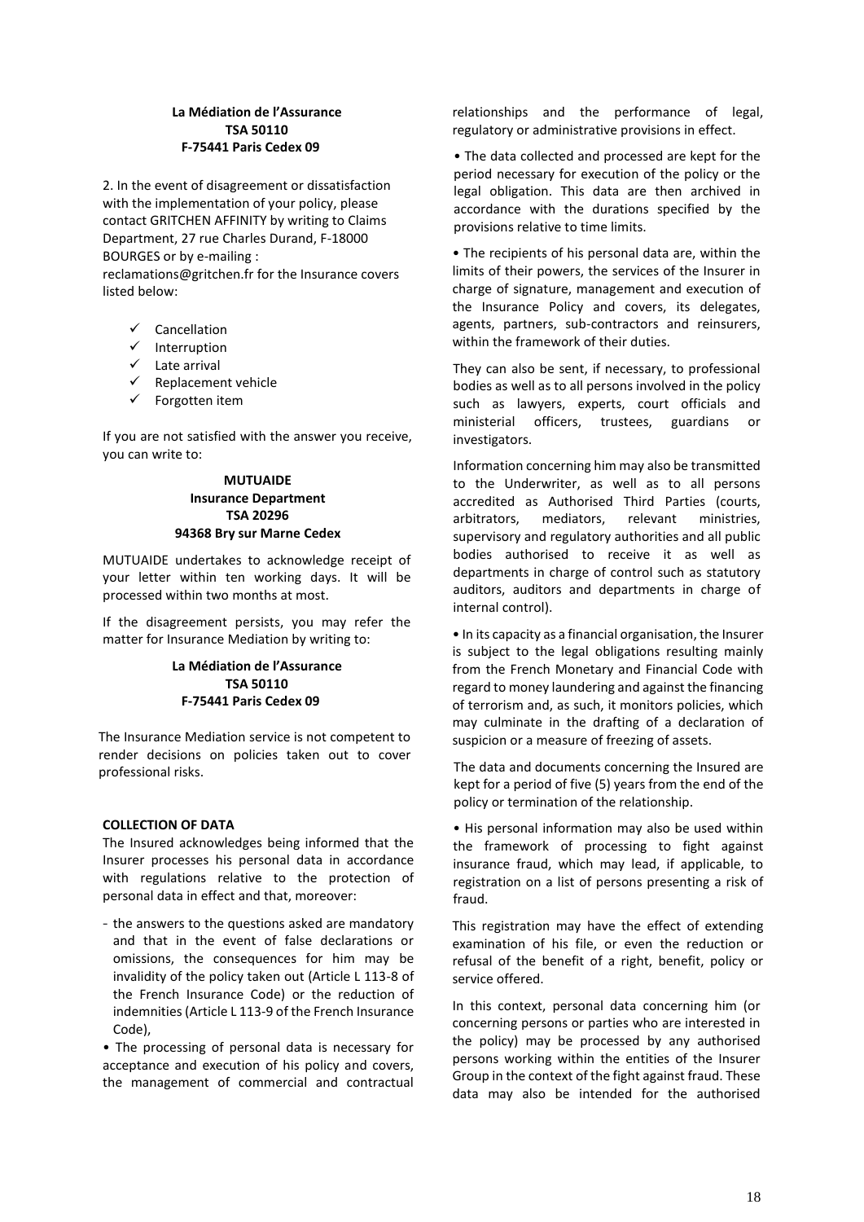**La Médiation de l'Assurance**
**TSA 50110**
**F-75441 Paris Cedex 09**

2. In the event of disagreement or dissatisfaction with the implementation of your policy, please contact GRITCHEN AFFINITY by writing to Claims Department, 27 rue Charles Durand, F-18000 BOURGES or by e-mailing : reclamations@gritchen.fr for the Insurance covers listed below:

- ✓ Cancellation
- ✓ Interruption
- ✓ Late arrival
- ✓ Replacement vehicle
- ✓ Forgotten item

If you are not satisfied with the answer you receive, you can write to:

**MUTUAIDE**
**Insurance Department**
**TSA 20296**
**94368 Bry sur Marne Cedex**

MUTUAIDE undertakes to acknowledge receipt of your letter within ten working days. It will be processed within two months at most.

If the disagreement persists, you may refer the matter for Insurance Mediation by writing to:

**La Médiation de l'Assurance**
**TSA 50110**
**F-75441 Paris Cedex 09**

The Insurance Mediation service is not competent to render decisions on policies taken out to cover professional risks.

**COLLECTION OF DATA**

The Insured acknowledges being informed that the Insurer processes his personal data in accordance with regulations relative to the protection of personal data in effect and that, moreover:

- the answers to the questions asked are mandatory and that in the event of false declarations or omissions, the consequences for him may be invalidity of the policy taken out (Article L 113-8 of the French Insurance Code) or the reduction of indemnities (Article L 113-9 of the French Insurance Code),

• The processing of personal data is necessary for acceptance and execution of his policy and covers, the management of commercial and contractual relationships and the performance of legal, regulatory or administrative provisions in effect.

• The data collected and processed are kept for the period necessary for execution of the policy or the legal obligation. This data are then archived in accordance with the durations specified by the provisions relative to time limits.

• The recipients of his personal data are, within the limits of their powers, the services of the Insurer in charge of signature, management and execution of the Insurance Policy and covers, its delegates, agents, partners, sub-contractors and reinsurers, within the framework of their duties.

They can also be sent, if necessary, to professional bodies as well as to all persons involved in the policy such as lawyers, experts, court officials and ministerial officers, trustees, guardians or investigators.

Information concerning him may also be transmitted to the Underwriter, as well as to all persons accredited as Authorised Third Parties (courts, arbitrators, mediators, relevant ministries, supervisory and regulatory authorities and all public bodies authorised to receive it as well as departments in charge of control such as statutory auditors, auditors and departments in charge of internal control).

• In its capacity as a financial organisation, the Insurer is subject to the legal obligations resulting mainly from the French Monetary and Financial Code with regard to money laundering and against the financing of terrorism and, as such, it monitors policies, which may culminate in the drafting of a declaration of suspicion or a measure of freezing of assets.

The data and documents concerning the Insured are kept for a period of five (5) years from the end of the policy or termination of the relationship.

• His personal information may also be used within the framework of processing to fight against insurance fraud, which may lead, if applicable, to registration on a list of persons presenting a risk of fraud.

This registration may have the effect of extending examination of his file, or even the reduction or refusal of the benefit of a right, benefit, policy or service offered.

In this context, personal data concerning him (or concerning persons or parties who are interested in the policy) may be processed by any authorised persons working within the entities of the Insurer Group in the context of the fight against fraud. These data may also be intended for the authorised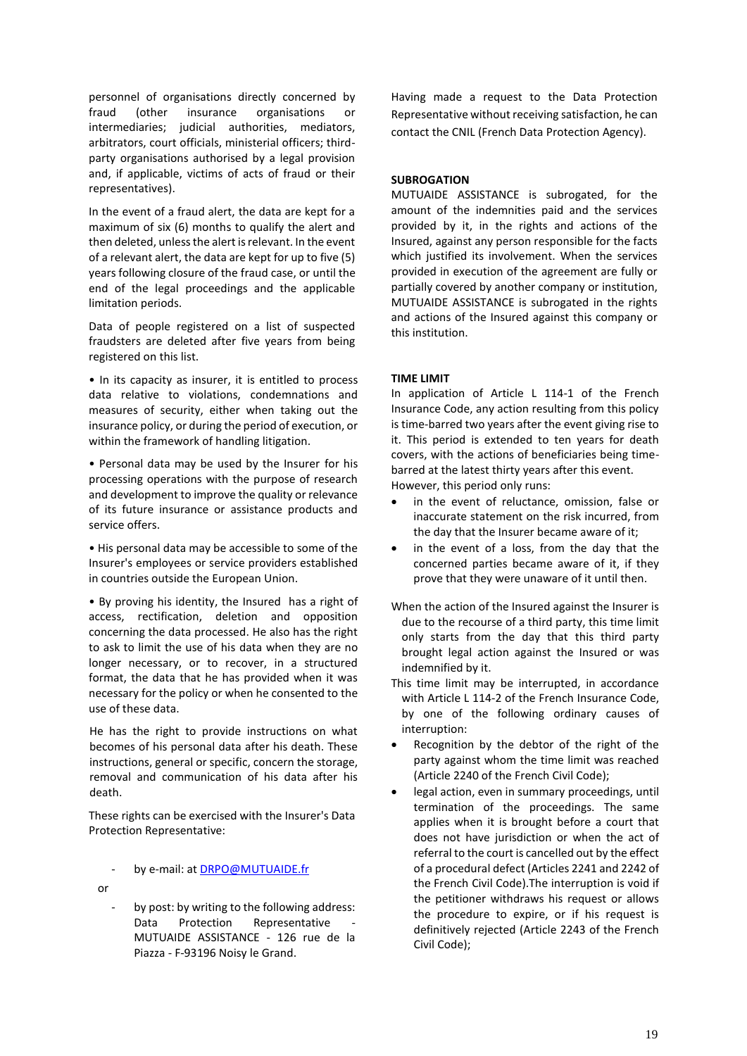personnel of organisations directly concerned by fraud (other insurance organisations or intermediaries; judicial authorities, mediators, arbitrators, court officials, ministerial officers; third-party organisations authorised by a legal provision and, if applicable, victims of acts of fraud or their representatives).

In the event of a fraud alert, the data are kept for a maximum of six (6) months to qualify the alert and then deleted, unless the alert is relevant. In the event of a relevant alert, the data are kept for up to five (5) years following closure of the fraud case, or until the end of the legal proceedings and the applicable limitation periods.

Data of people registered on a list of suspected fraudsters are deleted after five years from being registered on this list.

• In its capacity as insurer, it is entitled to process data relative to violations, condemnations and measures of security, either when taking out the insurance policy, or during the period of execution, or within the framework of handling litigation.

• Personal data may be used by the Insurer for his processing operations with the purpose of research and development to improve the quality or relevance of its future insurance or assistance products and service offers.

• His personal data may be accessible to some of the Insurer's employees or service providers established in countries outside the European Union.

• By proving his identity, the Insured has a right of access, rectification, deletion and opposition concerning the data processed. He also has the right to ask to limit the use of his data when they are no longer necessary, or to recover, in a structured format, the data that he has provided when it was necessary for the policy or when he consented to the use of these data.

He has the right to provide instructions on what becomes of his personal data after his death. These instructions, general or specific, concern the storage, removal and communication of his data after his death.

These rights can be exercised with the Insurer's Data Protection Representative:

- by e-mail: at DRPO@MUTUAIDE.fr

or

- by post: by writing to the following address: Data Protection Representative - MUTUAIDE ASSISTANCE - 126 rue de la Piazza - F-93196 Noisy le Grand.

Having made a request to the Data Protection Representative without receiving satisfaction, he can contact the CNIL (French Data Protection Agency).

**SUBROGATION**

MUTUAIDE ASSISTANCE is subrogated, for the amount of the indemnities paid and the services provided by it, in the rights and actions of the Insured, against any person responsible for the facts which justified its involvement. When the services provided in execution of the agreement are fully or partially covered by another company or institution, MUTUAIDE ASSISTANCE is subrogated in the rights and actions of the Insured against this company or this institution.

**TIME LIMIT**

In application of Article L 114-1 of the French Insurance Code, any action resulting from this policy is time-barred two years after the event giving rise to it. This period is extended to ten years for death covers, with the actions of beneficiaries being time-barred at the latest thirty years after this event.

However, this period only runs:

- in the event of reluctance, omission, false or inaccurate statement on the risk incurred, from the day that the Insurer became aware of it;
- in the event of a loss, from the day that the concerned parties became aware of it, if they prove that they were unaware of it until then.

When the action of the Insured against the Insurer is due to the recourse of a third party, this time limit only starts from the day that this third party brought legal action against the Insured or was indemnified by it.

This time limit may be interrupted, in accordance with Article L 114-2 of the French Insurance Code, by one of the following ordinary causes of interruption:

- Recognition by the debtor of the right of the party against whom the time limit was reached (Article 2240 of the French Civil Code);
- legal action, even in summary proceedings, until termination of the proceedings. The same applies when it is brought before a court that does not have jurisdiction or when the act of referral to the court is cancelled out by the effect of a procedural defect (Articles 2241 and 2242 of the French Civil Code).The interruption is void if the petitioner withdraws his request or allows the procedure to expire, or if his request is definitively rejected (Article 2243 of the French Civil Code);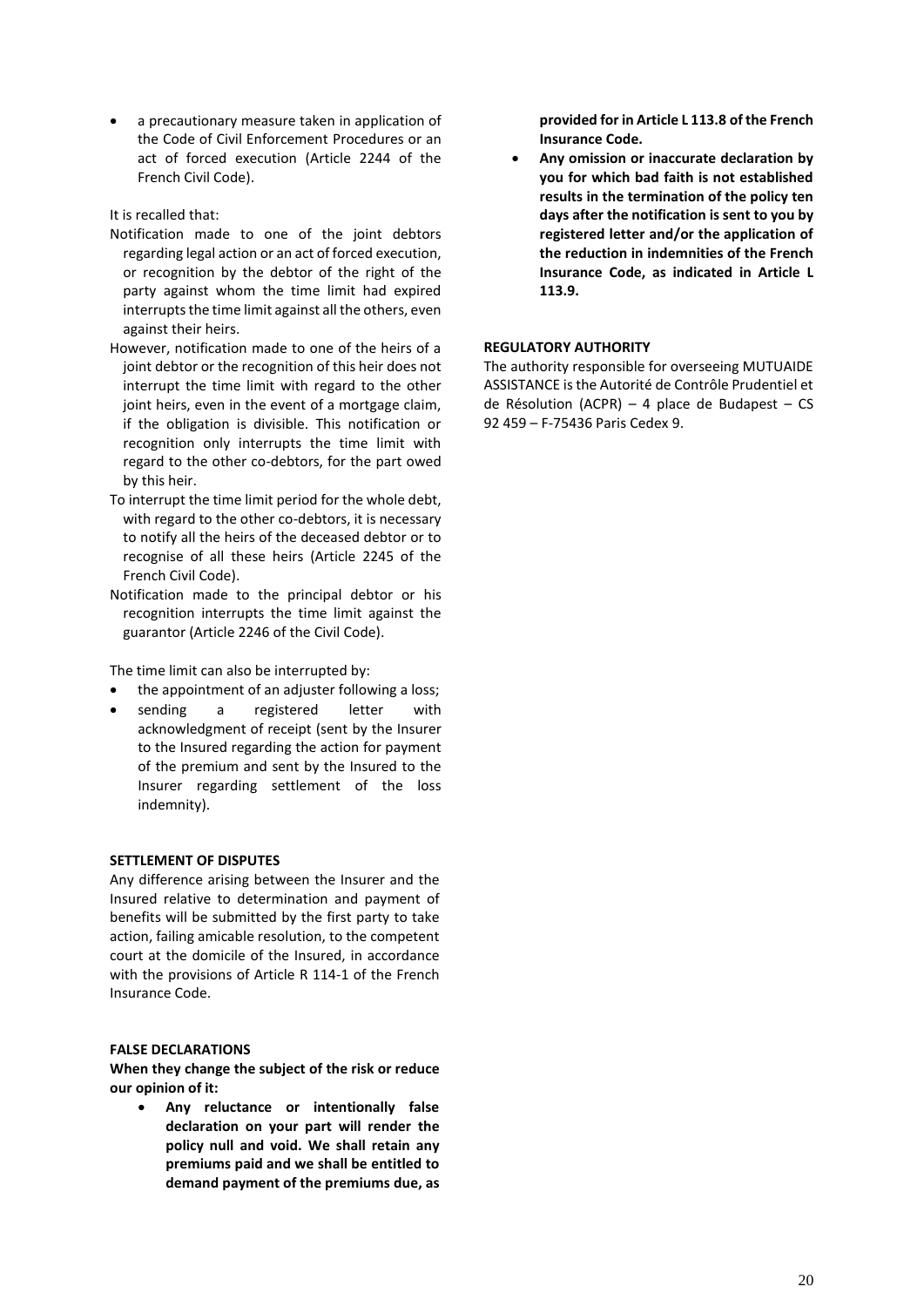- a precautionary measure taken in application of the Code of Civil Enforcement Procedures or an act of forced execution (Article 2244 of the French Civil Code).

It is recalled that:

Notification made to one of the joint debtors regarding legal action or an act of forced execution, or recognition by the debtor of the right of the party against whom the time limit had expired interrupts the time limit against all the others, even against their heirs.

However, notification made to one of the heirs of a joint debtor or the recognition of this heir does not interrupt the time limit with regard to the other joint heirs, even in the event of a mortgage claim, if the obligation is divisible. This notification or recognition only interrupts the time limit with regard to the other co-debtors, for the part owed by this heir.

To interrupt the time limit period for the whole debt, with regard to the other co-debtors, it is necessary to notify all the heirs of the deceased debtor or to recognise of all these heirs (Article 2245 of the French Civil Code).

Notification made to the principal debtor or his recognition interrupts the time limit against the guarantor (Article 2246 of the Civil Code).

The time limit can also be interrupted by:

- the appointment of an adjuster following a loss;
- sending a registered letter with acknowledgment of receipt (sent by the Insurer to the Insured regarding the action for payment of the premium and sent by the Insured to the Insurer regarding settlement of the loss indemnity).

**SETTLEMENT OF DISPUTES**

Any difference arising between the Insurer and the Insured relative to determination and payment of benefits will be submitted by the first party to take action, failing amicable resolution, to the competent court at the domicile of the Insured, in accordance with the provisions of Article R 114-1 of the French Insurance Code.

**FALSE DECLARATIONS**

**When they change the subject of the risk or reduce our opinion of it:**

- **Any reluctance or intentionally false declaration on your part will render the policy null and void. We shall retain any premiums paid and we shall be entitled to demand payment of the premiums due, as provided for in Article L 113.8 of the French Insurance Code.**
- **Any omission or inaccurate declaration by you for which bad faith is not established results in the termination of the policy ten days after the notification is sent to you by registered letter and/or the application of the reduction in indemnities of the French Insurance Code, as indicated in Article L 113.9.**

**REGULATORY AUTHORITY**

The authority responsible for overseeing MUTUAIDE ASSISTANCE is the Autorité de Contrôle Prudentiel et de Résolution (ACPR) – 4 place de Budapest – CS 92 459 – F-75436 Paris Cedex 9.